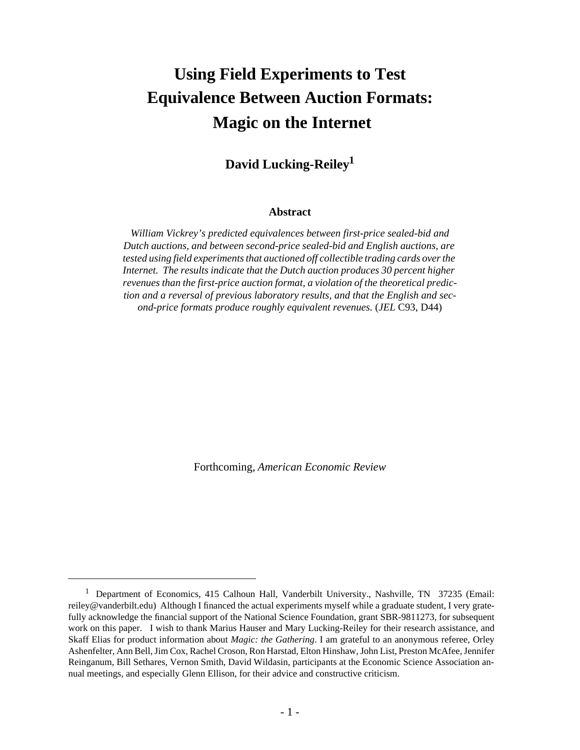# Using Field Experiments to Test Equivalence Between Auction Formats: Magic on the Internet

**David Lucking-Reiley[1]**

### Abstract

*William Vickrey's predicted equivalences between first-price sealed-bid and Dutch auctions, and between second-price sealed-bid and English auctions, are tested using field experiments that auctioned off collectible trading cards over the Internet. The results indicate that the Dutch auction produces 30 percent higher revenues than the first-price auction format, a violation of the theoretical prediction and a reversal of previous laboratory results, and that the English and second-price formats produce roughly equivalent revenues.* (*JEL* C93, D44)

Forthcoming, *American Economic Review*

---

[1] Department of Economics, 415 Calhoun Hall, Vanderbilt University., Nashville, TN 37235 (Email: reiley@vanderbilt.edu) Although I financed the actual experiments myself while a graduate student, I very gratefully acknowledge the financial support of the National Science Foundation, grant SBR-9811273, for subsequent work on this paper. I wish to thank Marius Hauser and Mary Lucking-Reiley for their research assistance, and Skaff Elias for product information about *Magic: the Gathering*. I am grateful to an anonymous referee, Orley Ashenfelter, Ann Bell, Jim Cox, Rachel Croson, Ron Harstad, Elton Hinshaw, John List, Preston McAfee, Jennifer Reinganum, Bill Sethares, Vernon Smith, David Wildasin, participants at the Economic Science Association annual meetings, and especially Glenn Ellison, for their advice and constructive criticism.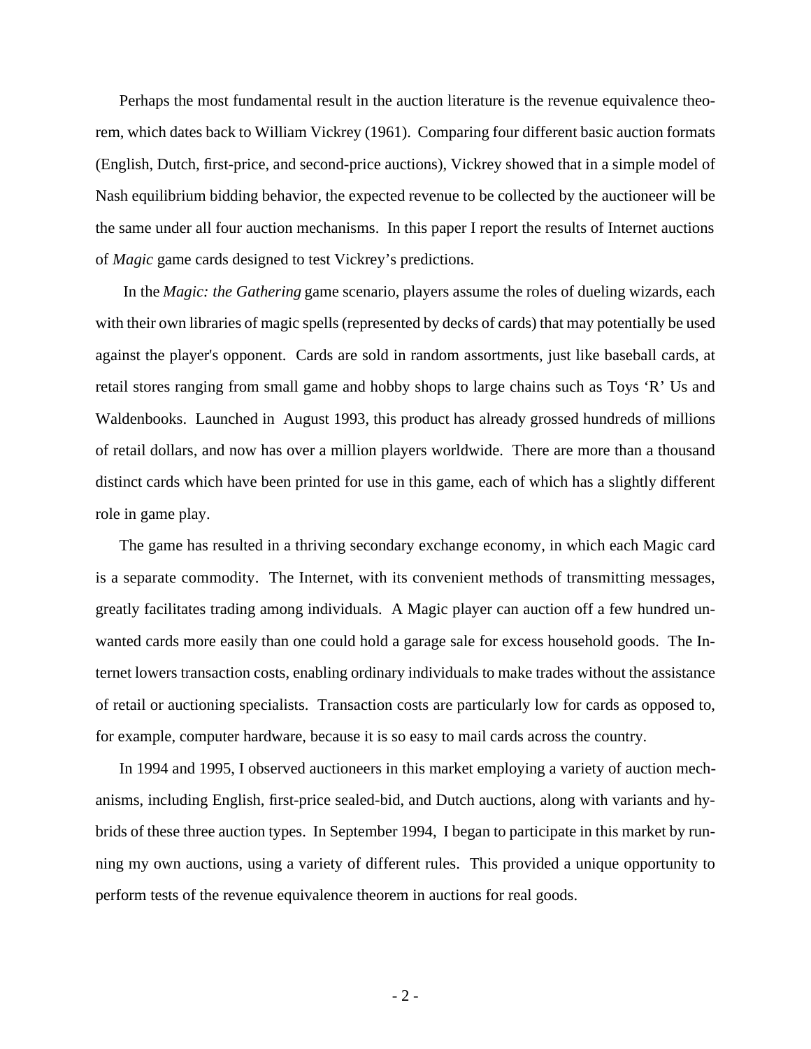Perhaps the most fundamental result in the auction literature is the revenue equivalence theorem, which dates back to William Vickrey (1961). Comparing four different basic auction formats (English, Dutch, first-price, and second-price auctions), Vickrey showed that in a simple model of Nash equilibrium bidding behavior, the expected revenue to be collected by the auctioneer will be the same under all four auction mechanisms. In this paper I report the results of Internet auctions of *Magic* game cards designed to test Vickrey's predictions.

In the *Magic: the Gathering* game scenario, players assume the roles of dueling wizards, each with their own libraries of magic spells (represented by decks of cards) that may potentially be used against the player's opponent. Cards are sold in random assortments, just like baseball cards, at retail stores ranging from small game and hobby shops to large chains such as Toys 'R' Us and Waldenbooks. Launched in August 1993, this product has already grossed hundreds of millions of retail dollars, and now has over a million players worldwide. There are more than a thousand distinct cards which have been printed for use in this game, each of which has a slightly different role in game play.

The game has resulted in a thriving secondary exchange economy, in which each Magic card is a separate commodity. The Internet, with its convenient methods of transmitting messages, greatly facilitates trading among individuals. A Magic player can auction off a few hundred unwanted cards more easily than one could hold a garage sale for excess household goods. The Internet lowers transaction costs, enabling ordinary individuals to make trades without the assistance of retail or auctioning specialists. Transaction costs are particularly low for cards as opposed to, for example, computer hardware, because it is so easy to mail cards across the country.

In 1994 and 1995, I observed auctioneers in this market employing a variety of auction mechanisms, including English, first-price sealed-bid, and Dutch auctions, along with variants and hybrids of these three auction types. In September 1994, I began to participate in this market by running my own auctions, using a variety of different rules. This provided a unique opportunity to perform tests of the revenue equivalence theorem in auctions for real goods.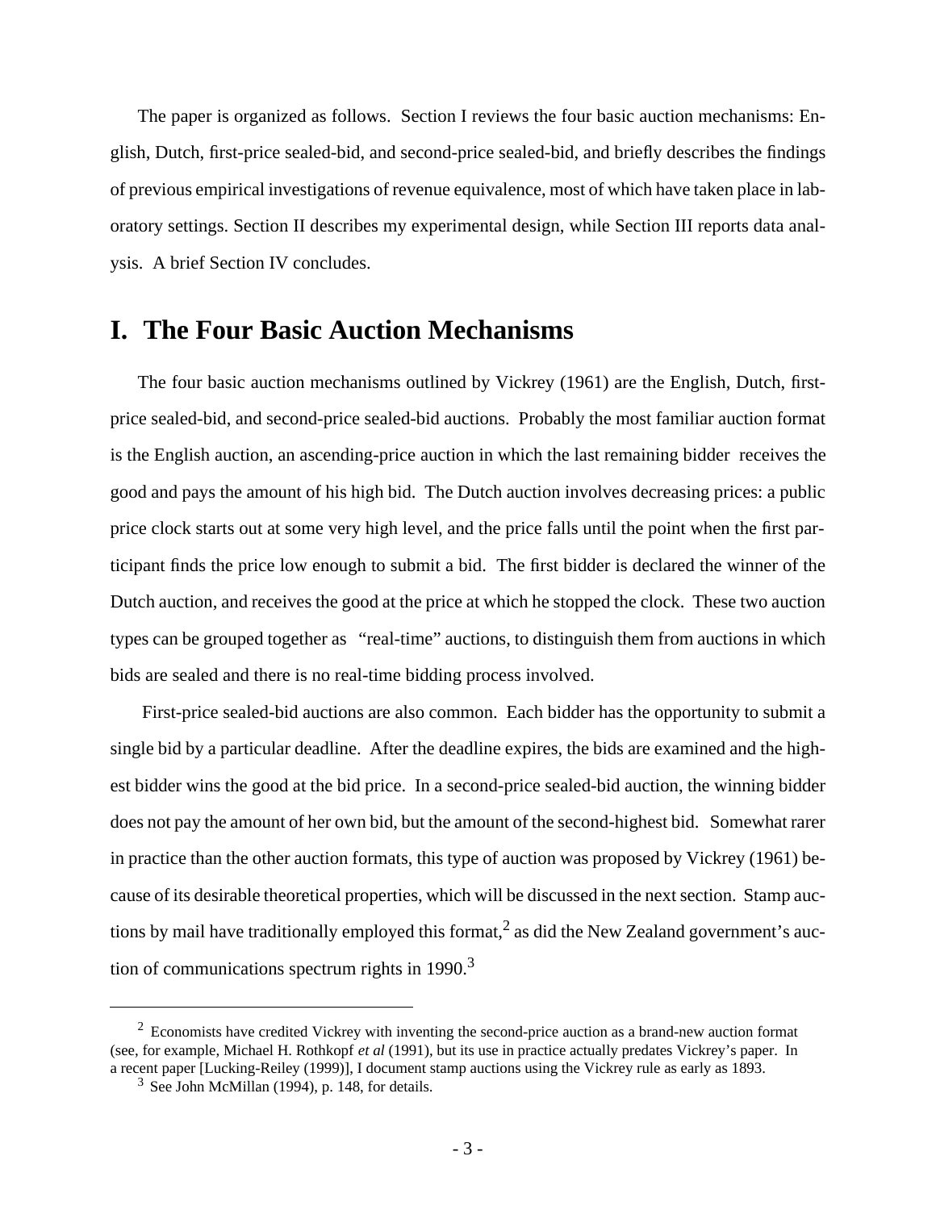The paper is organized as follows. Section I reviews the four basic auction mechanisms: English, Dutch, first-price sealed-bid, and second-price sealed-bid, and briefly describes the findings of previous empirical investigations of revenue equivalence, most of which have taken place in laboratory settings. Section II describes my experimental design, while Section III reports data analysis. A brief Section IV concludes.

# I. The Four Basic Auction Mechanisms

The four basic auction mechanisms outlined by Vickrey (1961) are the English, Dutch, first-price sealed-bid, and second-price sealed-bid auctions. Probably the most familiar auction format is the English auction, an ascending-price auction in which the last remaining bidder receives the good and pays the amount of his high bid. The Dutch auction involves decreasing prices: a public price clock starts out at some very high level, and the price falls until the point when the first participant finds the price low enough to submit a bid. The first bidder is declared the winner of the Dutch auction, and receives the good at the price at which he stopped the clock. These two auction types can be grouped together as "real-time" auctions, to distinguish them from auctions in which bids are sealed and there is no real-time bidding process involved.

First-price sealed-bid auctions are also common. Each bidder has the opportunity to submit a single bid by a particular deadline. After the deadline expires, the bids are examined and the highest bidder wins the good at the bid price. In a second-price sealed-bid auction, the winning bidder does not pay the amount of her own bid, but the amount of the second-highest bid. Somewhat rarer in practice than the other auction formats, this type of auction was proposed by Vickrey (1961) because of its desirable theoretical properties, which will be discussed in the next section. Stamp auctions by mail have traditionally employed this format,[2] as did the New Zealand government's auction of communications spectrum rights in 1990.[3]

---

[2] Economists have credited Vickrey with inventing the second-price auction as a brand-new auction format (see, for example, Michael H. Rothkopf *et al* (1991), but its use in practice actually predates Vickrey's paper. In a recent paper [Lucking-Reiley (1999)], I document stamp auctions using the Vickrey rule as early as 1893.

[3] See John McMillan (1994), p. 148, for details.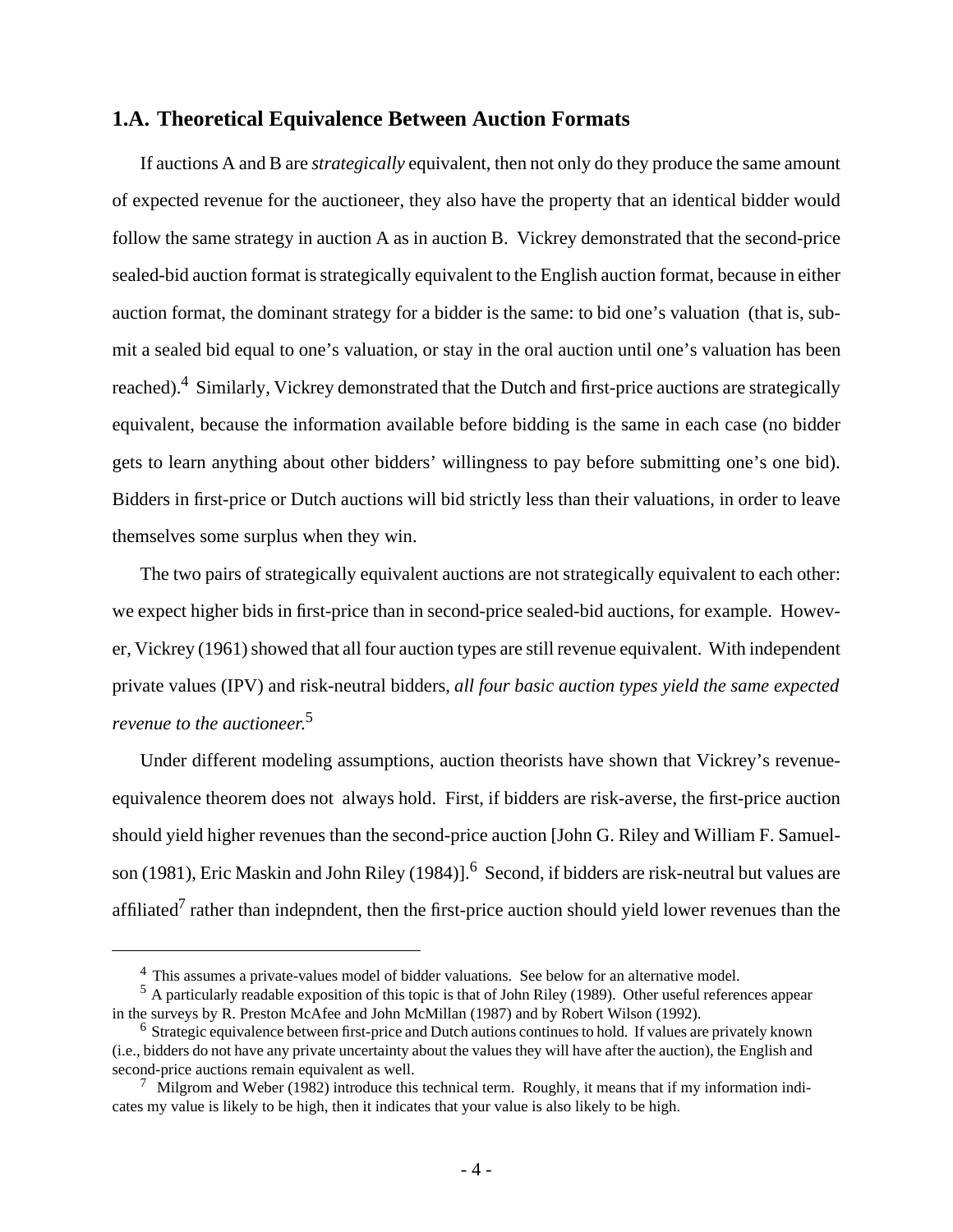## 1.A. Theoretical Equivalence Between Auction Formats

If auctions A and B are *strategically* equivalent, then not only do they produce the same amount of expected revenue for the auctioneer, they also have the property that an identical bidder would follow the same strategy in auction A as in auction B. Vickrey demonstrated that the second-price sealed-bid auction format is strategically equivalent to the English auction format, because in either auction format, the dominant strategy for a bidder is the same: to bid one's valuation (that is, submit a sealed bid equal to one's valuation, or stay in the oral auction until one's valuation has been reached).[4] Similarly, Vickrey demonstrated that the Dutch and first-price auctions are strategically equivalent, because the information available before bidding is the same in each case (no bidder gets to learn anything about other bidders' willingness to pay before submitting one's one bid). Bidders in first-price or Dutch auctions will bid strictly less than their valuations, in order to leave themselves some surplus when they win.

The two pairs of strategically equivalent auctions are not strategically equivalent to each other: we expect higher bids in first-price than in second-price sealed-bid auctions, for example. However, Vickrey (1961) showed that all four auction types are still revenue equivalent. With independent private values (IPV) and risk-neutral bidders, *all four basic auction types yield the same expected revenue to the auctioneer.*[5]

Under different modeling assumptions, auction theorists have shown that Vickrey's revenue-equivalence theorem does not always hold. First, if bidders are risk-averse, the first-price auction should yield higher revenues than the second-price auction [John G. Riley and William F. Samuelson (1981), Eric Maskin and John Riley (1984)].[6] Second, if bidders are risk-neutral but values are affiliated[7] rather than indepndent, then the first-price auction should yield lower revenues than the

---

[4] This assumes a private-values model of bidder valuations. See below for an alternative model.

[5] A particularly readable exposition of this topic is that of John Riley (1989). Other useful references appear in the surveys by R. Preston McAfee and John McMillan (1987) and by Robert Wilson (1992).

[6] Strategic equivalence between first-price and Dutch autions continues to hold. If values are privately known (i.e., bidders do not have any private uncertainty about the values they will have after the auction), the English and second-price auctions remain equivalent as well.

[7] Milgrom and Weber (1982) introduce this technical term. Roughly, it means that if my information indicates my value is likely to be high, then it indicates that your value is also likely to be high.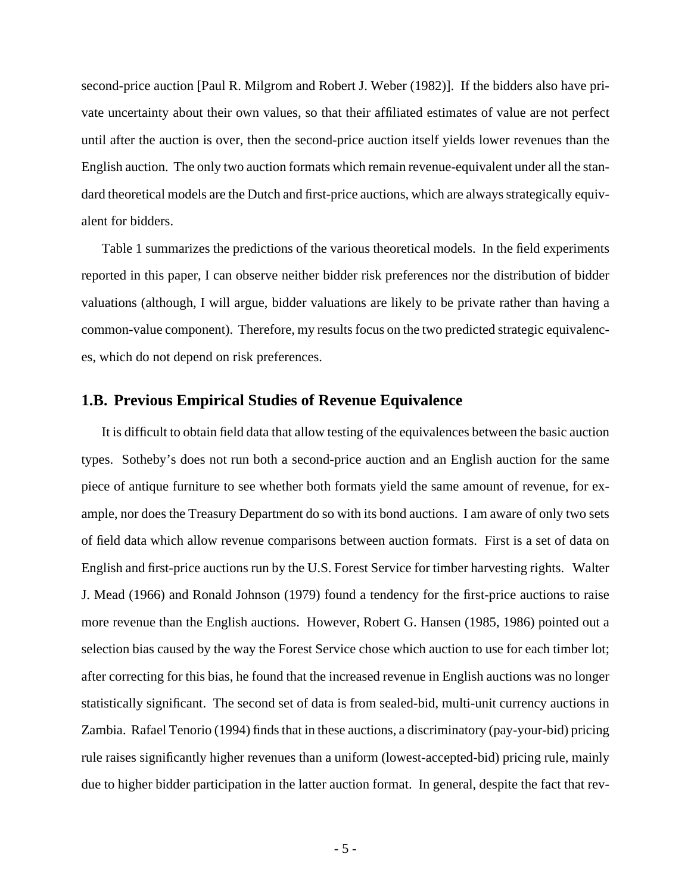second-price auction [Paul R. Milgrom and Robert J. Weber (1982)]. If the bidders also have private uncertainty about their own values, so that their affiliated estimates of value are not perfect until after the auction is over, then the second-price auction itself yields lower revenues than the English auction. The only two auction formats which remain revenue-equivalent under all the standard theoretical models are the Dutch and first-price auctions, which are always strategically equivalent for bidders.

Table 1 summarizes the predictions of the various theoretical models. In the field experiments reported in this paper, I can observe neither bidder risk preferences nor the distribution of bidder valuations (although, I will argue, bidder valuations are likely to be private rather than having a common-value component). Therefore, my results focus on the two predicted strategic equivalences, which do not depend on risk preferences.

## 1.B. Previous Empirical Studies of Revenue Equivalence

It is difficult to obtain field data that allow testing of the equivalences between the basic auction types. Sotheby's does not run both a second-price auction and an English auction for the same piece of antique furniture to see whether both formats yield the same amount of revenue, for example, nor does the Treasury Department do so with its bond auctions. I am aware of only two sets of field data which allow revenue comparisons between auction formats. First is a set of data on English and first-price auctions run by the U.S. Forest Service for timber harvesting rights. Walter J. Mead (1966) and Ronald Johnson (1979) found a tendency for the first-price auctions to raise more revenue than the English auctions. However, Robert G. Hansen (1985, 1986) pointed out a selection bias caused by the way the Forest Service chose which auction to use for each timber lot; after correcting for this bias, he found that the increased revenue in English auctions was no longer statistically significant. The second set of data is from sealed-bid, multi-unit currency auctions in Zambia. Rafael Tenorio (1994) finds that in these auctions, a discriminatory (pay-your-bid) pricing rule raises significantly higher revenues than a uniform (lowest-accepted-bid) pricing rule, mainly due to higher bidder participation in the latter auction format. In general, despite the fact that rev-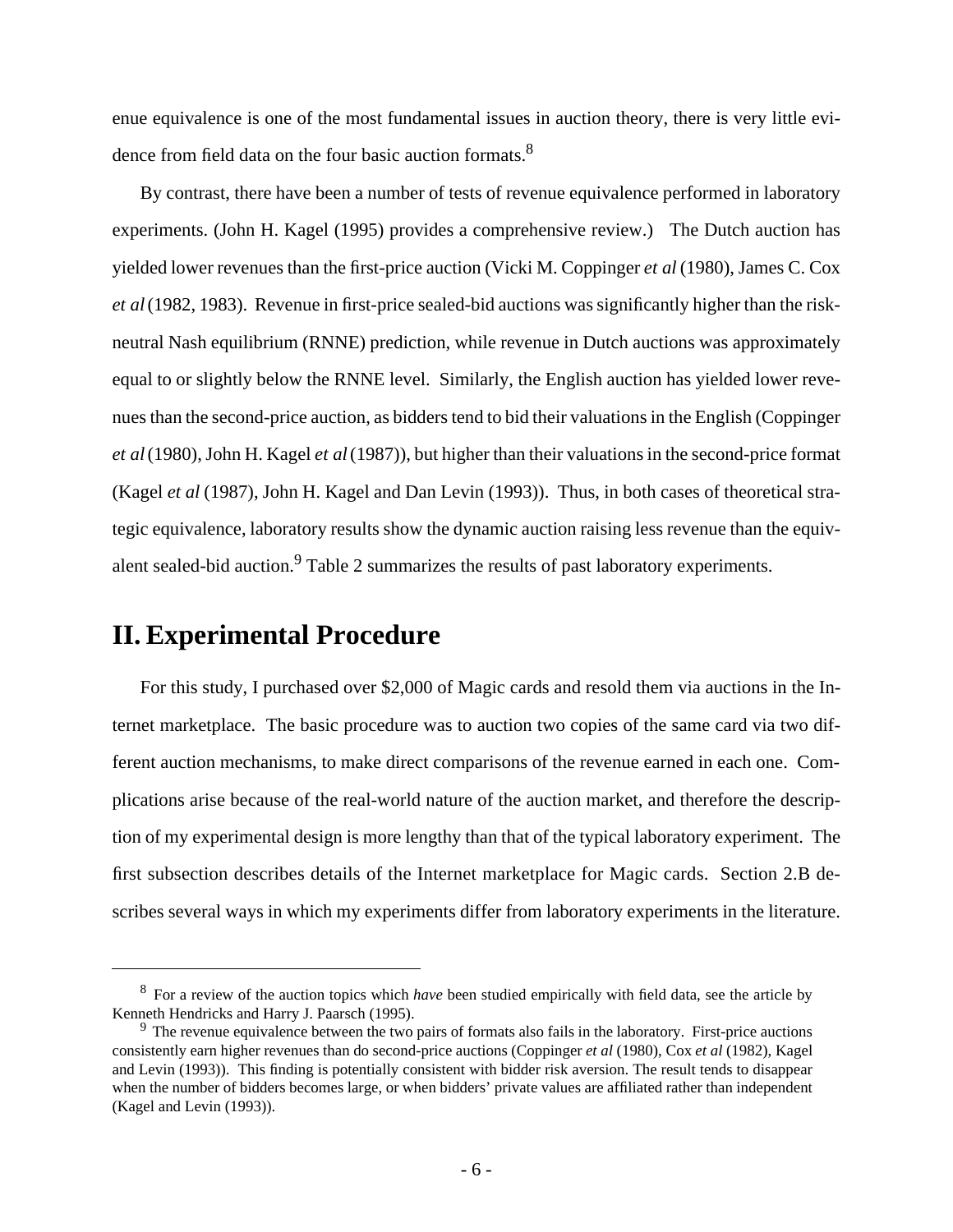enue equivalence is one of the most fundamental issues in auction theory, there is very little evidence from field data on the four basic auction formats.[8]

By contrast, there have been a number of tests of revenue equivalence performed in laboratory experiments. (John H. Kagel (1995) provides a comprehensive review.) The Dutch auction has yielded lower revenues than the first-price auction (Vicki M. Coppinger *et al* (1980), James C. Cox *et al* (1982, 1983). Revenue in first-price sealed-bid auctions was significantly higher than the risk-neutral Nash equilibrium (RNNE) prediction, while revenue in Dutch auctions was approximately equal to or slightly below the RNNE level. Similarly, the English auction has yielded lower revenues than the second-price auction, as bidders tend to bid their valuations in the English (Coppinger *et al* (1980), John H. Kagel *et al* (1987)), but higher than their valuations in the second-price format (Kagel *et al* (1987), John H. Kagel and Dan Levin (1993)). Thus, in both cases of theoretical strategic equivalence, laboratory results show the dynamic auction raising less revenue than the equivalent sealed-bid auction.[9] Table 2 summarizes the results of past laboratory experiments.

# II. Experimental Procedure

For this study, I purchased over $2,000 of Magic cards and resold them via auctions in the Internet marketplace. The basic procedure was to auction two copies of the same card via two different auction mechanisms, to make direct comparisons of the revenue earned in each one. Complications arise because of the real-world nature of the auction market, and therefore the description of my experimental design is more lengthy than that of the typical laboratory experiment. The first subsection describes details of the Internet marketplace for Magic cards. Section 2.B describes several ways in which my experiments differ from laboratory experiments in the literature.

---

[8] For a review of the auction topics which *have* been studied empirically with field data, see the article by Kenneth Hendricks and Harry J. Paarsch (1995).

[9] The revenue equivalence between the two pairs of formats also fails in the laboratory. First-price auctions consistently earn higher revenues than do second-price auctions (Coppinger *et al* (1980), Cox *et al* (1982), Kagel and Levin (1993)). This finding is potentially consistent with bidder risk aversion. The result tends to disappear when the number of bidders becomes large, or when bidders' private values are affiliated rather than independent (Kagel and Levin (1993)).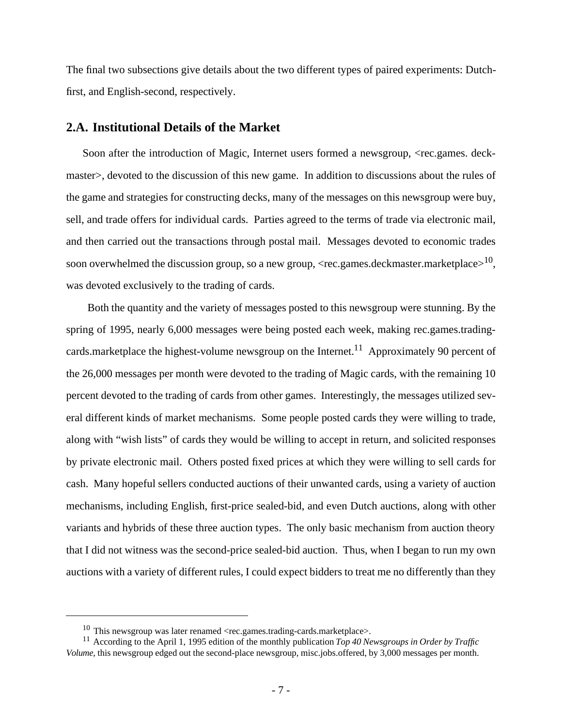The final two subsections give details about the two different types of paired experiments: Dutch-first, and English-second, respectively.

## 2.A. Institutional Details of the Market

Soon after the introduction of Magic, Internet users formed a newsgroup, <rec.games. deckmaster>, devoted to the discussion of this new game. In addition to discussions about the rules of the game and strategies for constructing decks, many of the messages on this newsgroup were buy, sell, and trade offers for individual cards. Parties agreed to the terms of trade via electronic mail, and then carried out the transactions through postal mail. Messages devoted to economic trades soon overwhelmed the discussion group, so a new group, <rec.games.deckmaster.marketplace>[10], was devoted exclusively to the trading of cards.

Both the quantity and the variety of messages posted to this newsgroup were stunning. By the spring of 1995, nearly 6,000 messages were being posted each week, making rec.games.trading-cards.marketplace the highest-volume newsgroup on the Internet.[11] Approximately 90 percent of the 26,000 messages per month were devoted to the trading of Magic cards, with the remaining 10 percent devoted to the trading of cards from other games. Interestingly, the messages utilized several different kinds of market mechanisms. Some people posted cards they were willing to trade, along with "wish lists" of cards they would be willing to accept in return, and solicited responses by private electronic mail. Others posted fixed prices at which they were willing to sell cards for cash. Many hopeful sellers conducted auctions of their unwanted cards, using a variety of auction mechanisms, including English, first-price sealed-bid, and even Dutch auctions, along with other variants and hybrids of these three auction types. The only basic mechanism from auction theory that I did not witness was the second-price sealed-bid auction. Thus, when I began to run my own auctions with a variety of different rules, I could expect bidders to treat me no differently than they

---

[10] This newsgroup was later renamed <rec.games.trading-cards.marketplace>.

[11] According to the April 1, 1995 edition of the monthly publication *Top 40 Newsgroups in Order by Traffic Volume*, this newsgroup edged out the second-place newsgroup, misc.jobs.offered, by 3,000 messages per month.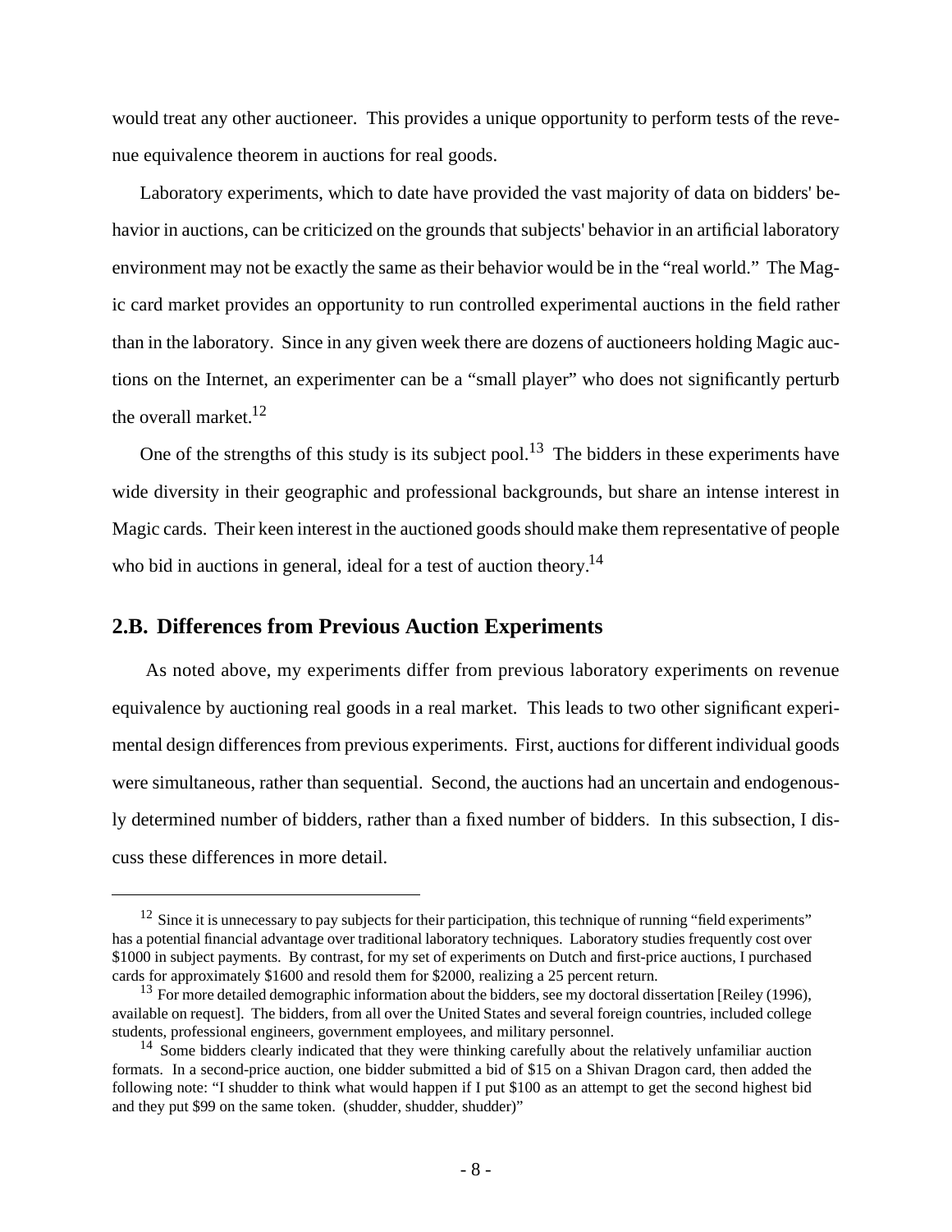would treat any other auctioneer. This provides a unique opportunity to perform tests of the revenue equivalence theorem in auctions for real goods.

Laboratory experiments, which to date have provided the vast majority of data on bidders' behavior in auctions, can be criticized on the grounds that subjects' behavior in an artificial laboratory environment may not be exactly the same as their behavior would be in the "real world." The Magic card market provides an opportunity to run controlled experimental auctions in the field rather than in the laboratory. Since in any given week there are dozens of auctioneers holding Magic auctions on the Internet, an experimenter can be a "small player" who does not significantly perturb the overall market.[12]

One of the strengths of this study is its subject pool.[13] The bidders in these experiments have wide diversity in their geographic and professional backgrounds, but share an intense interest in Magic cards. Their keen interest in the auctioned goods should make them representative of people who bid in auctions in general, ideal for a test of auction theory.[14]

## 2.B. Differences from Previous Auction Experiments

As noted above, my experiments differ from previous laboratory experiments on revenue equivalence by auctioning real goods in a real market. This leads to two other significant experimental design differences from previous experiments. First, auctions for different individual goods were simultaneous, rather than sequential. Second, the auctions had an uncertain and endogenously determined number of bidders, rather than a fixed number of bidders. In this subsection, I discuss these differences in more detail.

---

[12] Since it is unnecessary to pay subjects for their participation, this technique of running "field experiments" has a potential financial advantage over traditional laboratory techniques. Laboratory studies frequently cost over $1000 in subject payments. By contrast, for my set of experiments on Dutch and first-price auctions, I purchased cards for approximately $1600 and resold them for $2000, realizing a 25 percent return.

[13] For more detailed demographic information about the bidders, see my doctoral dissertation [Reiley (1996), available on request]. The bidders, from all over the United States and several foreign countries, included college students, professional engineers, government employees, and military personnel.

[14] Some bidders clearly indicated that they were thinking carefully about the relatively unfamiliar auction formats. In a second-price auction, one bidder submitted a bid of $15 on a Shivan Dragon card, then added the following note: "I shudder to think what would happen if I put $100 as an attempt to get the second highest bid and they put $99 on the same token. (shudder, shudder, shudder)"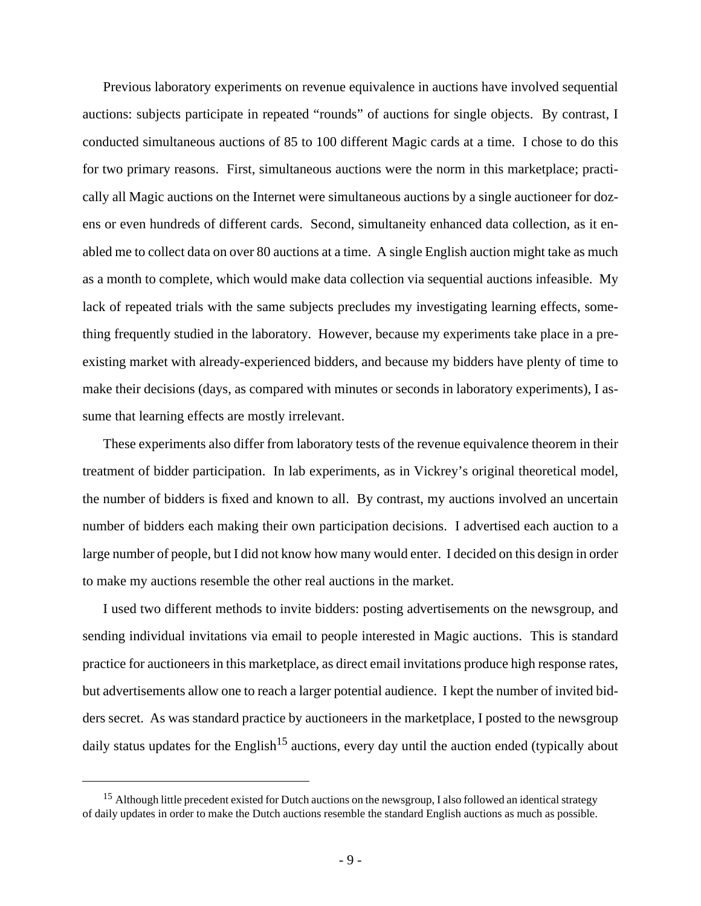Previous laboratory experiments on revenue equivalence in auctions have involved sequential auctions: subjects participate in repeated "rounds" of auctions for single objects. By contrast, I conducted simultaneous auctions of 85 to 100 different Magic cards at a time. I chose to do this for two primary reasons. First, simultaneous auctions were the norm in this marketplace; practically all Magic auctions on the Internet were simultaneous auctions by a single auctioneer for dozens or even hundreds of different cards. Second, simultaneity enhanced data collection, as it enabled me to collect data on over 80 auctions at a time. A single English auction might take as much as a month to complete, which would make data collection via sequential auctions infeasible. My lack of repeated trials with the same subjects precludes my investigating learning effects, something frequently studied in the laboratory. However, because my experiments take place in a preexisting market with already-experienced bidders, and because my bidders have plenty of time to make their decisions (days, as compared with minutes or seconds in laboratory experiments), I assume that learning effects are mostly irrelevant.

These experiments also differ from laboratory tests of the revenue equivalence theorem in their treatment of bidder participation. In lab experiments, as in Vickrey's original theoretical model, the number of bidders is fixed and known to all. By contrast, my auctions involved an uncertain number of bidders each making their own participation decisions. I advertised each auction to a large number of people, but I did not know how many would enter. I decided on this design in order to make my auctions resemble the other real auctions in the market.

I used two different methods to invite bidders: posting advertisements on the newsgroup, and sending individual invitations via email to people interested in Magic auctions. This is standard practice for auctioneers in this marketplace, as direct email invitations produce high response rates, but advertisements allow one to reach a larger potential audience. I kept the number of invited bidders secret. As was standard practice by auctioneers in the marketplace, I posted to the newsgroup daily status updates for the English[15] auctions, every day until the auction ended (typically about

---

[15] Although little precedent existed for Dutch auctions on the newsgroup, I also followed an identical strategy of daily updates in order to make the Dutch auctions resemble the standard English auctions as much as possible.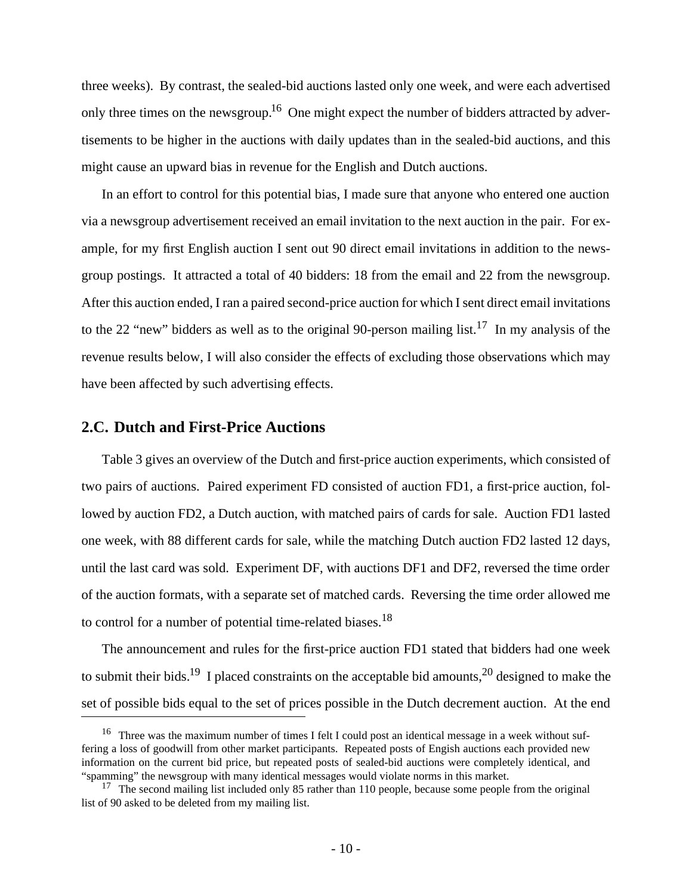three weeks). By contrast, the sealed-bid auctions lasted only one week, and were each advertised only three times on the newsgroup.[16] One might expect the number of bidders attracted by advertisements to be higher in the auctions with daily updates than in the sealed-bid auctions, and this might cause an upward bias in revenue for the English and Dutch auctions.

In an effort to control for this potential bias, I made sure that anyone who entered one auction via a newsgroup advertisement received an email invitation to the next auction in the pair. For example, for my first English auction I sent out 90 direct email invitations in addition to the newsgroup postings. It attracted a total of 40 bidders: 18 from the email and 22 from the newsgroup. After this auction ended, I ran a paired second-price auction for which I sent direct email invitations to the 22 "new" bidders as well as to the original 90-person mailing list.[17] In my analysis of the revenue results below, I will also consider the effects of excluding those observations which may have been affected by such advertising effects.

## 2.C. Dutch and First-Price Auctions

Table 3 gives an overview of the Dutch and first-price auction experiments, which consisted of two pairs of auctions. Paired experiment FD consisted of auction FD1, a first-price auction, followed by auction FD2, a Dutch auction, with matched pairs of cards for sale. Auction FD1 lasted one week, with 88 different cards for sale, while the matching Dutch auction FD2 lasted 12 days, until the last card was sold. Experiment DF, with auctions DF1 and DF2, reversed the time order of the auction formats, with a separate set of matched cards. Reversing the time order allowed me to control for a number of potential time-related biases.[18]

The announcement and rules for the first-price auction FD1 stated that bidders had one week to submit their bids.[19] I placed constraints on the acceptable bid amounts,[20] designed to make the set of possible bids equal to the set of prices possible in the Dutch decrement auction. At the end

[16] Three was the maximum number of times I felt I could post an identical message in a week without suffering a loss of goodwill from other market participants. Repeated posts of Engish auctions each provided new information on the current bid price, but repeated posts of sealed-bid auctions were completely identical, and "spamming" the newsgroup with many identical messages would violate norms in this market.

[17] The second mailing list included only 85 rather than 110 people, because some people from the original list of 90 asked to be deleted from my mailing list.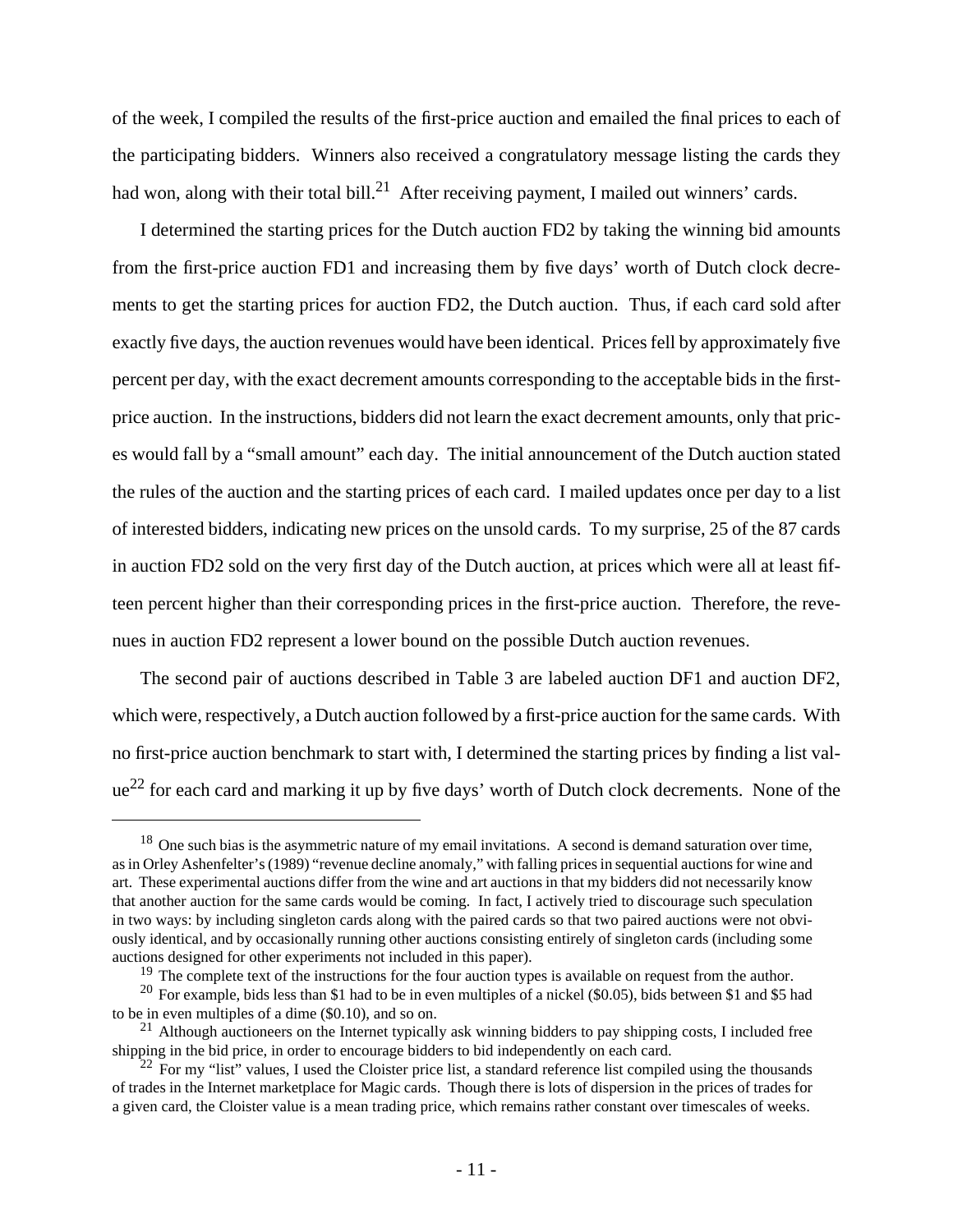of the week, I compiled the results of the first-price auction and emailed the final prices to each of the participating bidders. Winners also received a congratulatory message listing the cards they had won, along with their total bill.[21] After receiving payment, I mailed out winners' cards.

I determined the starting prices for the Dutch auction FD2 by taking the winning bid amounts from the first-price auction FD1 and increasing them by five days' worth of Dutch clock decrements to get the starting prices for auction FD2, the Dutch auction. Thus, if each card sold after exactly five days, the auction revenues would have been identical. Prices fell by approximately five percent per day, with the exact decrement amounts corresponding to the acceptable bids in the first-price auction. In the instructions, bidders did not learn the exact decrement amounts, only that prices would fall by a "small amount" each day. The initial announcement of the Dutch auction stated the rules of the auction and the starting prices of each card. I mailed updates once per day to a list of interested bidders, indicating new prices on the unsold cards. To my surprise, 25 of the 87 cards in auction FD2 sold on the very first day of the Dutch auction, at prices which were all at least fifteen percent higher than their corresponding prices in the first-price auction. Therefore, the revenues in auction FD2 represent a lower bound on the possible Dutch auction revenues.

The second pair of auctions described in Table 3 are labeled auction DF1 and auction DF2, which were, respectively, a Dutch auction followed by a first-price auction for the same cards. With no first-price auction benchmark to start with, I determined the starting prices by finding a list value[22] for each card and marking it up by five days' worth of Dutch clock decrements. None of the

---

[18] One such bias is the asymmetric nature of my email invitations. A second is demand saturation over time, as in Orley Ashenfelter's (1989) "revenue decline anomaly," with falling prices in sequential auctions for wine and art. These experimental auctions differ from the wine and art auctions in that my bidders did not necessarily know that another auction for the same cards would be coming. In fact, I actively tried to discourage such speculation in two ways: by including singleton cards along with the paired cards so that two paired auctions were not obviously identical, and by occasionally running other auctions consisting entirely of singleton cards (including some auctions designed for other experiments not included in this paper).

[19] The complete text of the instructions for the four auction types is available on request from the author.

[20] For example, bids less than $1 had to be in even multiples of a nickel ($0.05), bids between $1 and $5 had to be in even multiples of a dime ($0.10), and so on.

[21] Although auctioneers on the Internet typically ask winning bidders to pay shipping costs, I included free shipping in the bid price, in order to encourage bidders to bid independently on each card.

[22] For my "list" values, I used the Cloister price list, a standard reference list compiled using the thousands of trades in the Internet marketplace for Magic cards. Though there is lots of dispersion in the prices of trades for a given card, the Cloister value is a mean trading price, which remains rather constant over timescales of weeks.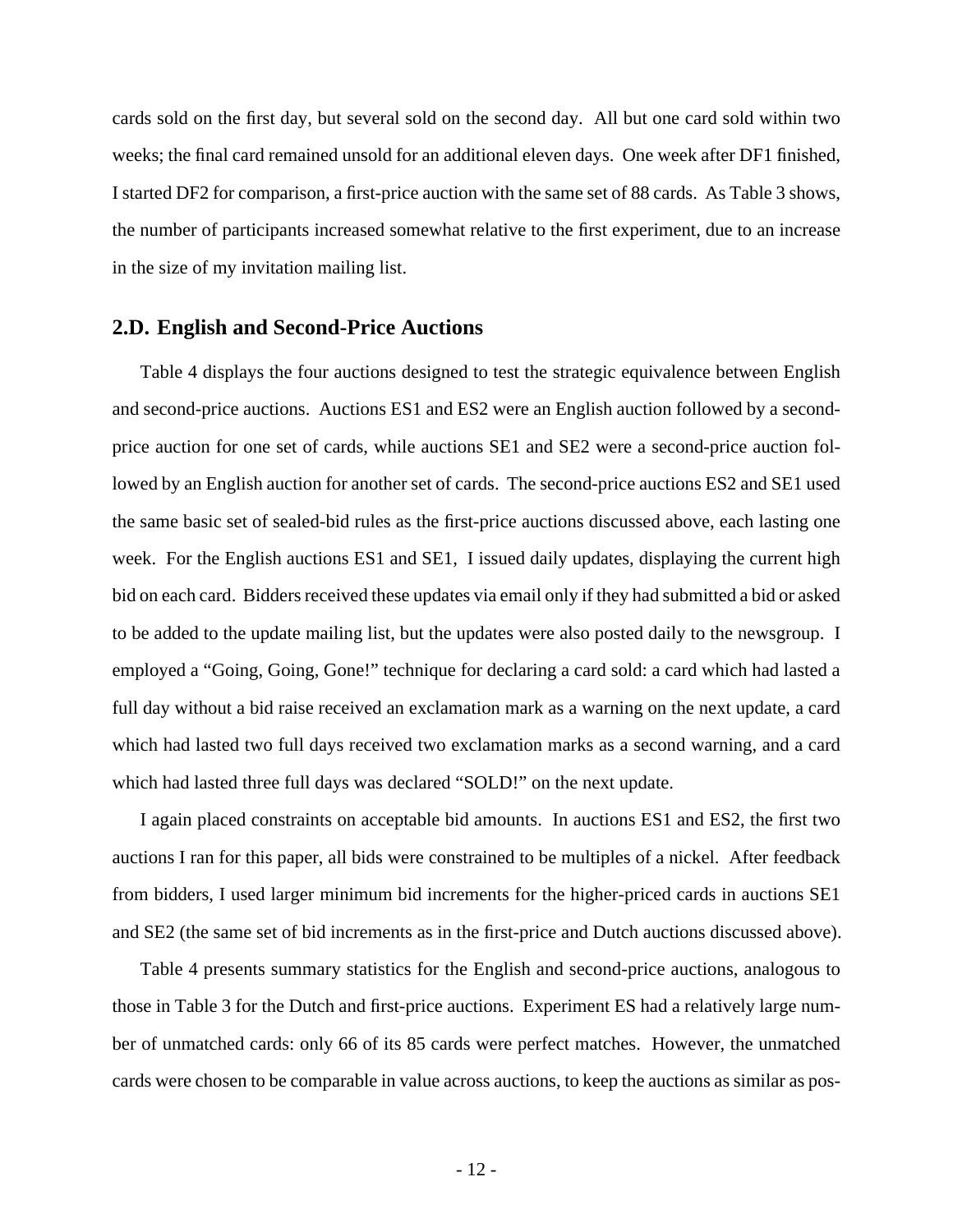cards sold on the first day, but several sold on the second day. All but one card sold within two weeks; the final card remained unsold for an additional eleven days. One week after DF1 finished, I started DF2 for comparison, a first-price auction with the same set of 88 cards. As Table 3 shows, the number of participants increased somewhat relative to the first experiment, due to an increase in the size of my invitation mailing list.

## 2.D. English and Second-Price Auctions

Table 4 displays the four auctions designed to test the strategic equivalence between English and second-price auctions. Auctions ES1 and ES2 were an English auction followed by a second-price auction for one set of cards, while auctions SE1 and SE2 were a second-price auction followed by an English auction for another set of cards. The second-price auctions ES2 and SE1 used the same basic set of sealed-bid rules as the first-price auctions discussed above, each lasting one week. For the English auctions ES1 and SE1, I issued daily updates, displaying the current high bid on each card. Bidders received these updates via email only if they had submitted a bid or asked to be added to the update mailing list, but the updates were also posted daily to the newsgroup. I employed a "Going, Going, Gone!" technique for declaring a card sold: a card which had lasted a full day without a bid raise received an exclamation mark as a warning on the next update, a card which had lasted two full days received two exclamation marks as a second warning, and a card which had lasted three full days was declared "SOLD!" on the next update.

I again placed constraints on acceptable bid amounts. In auctions ES1 and ES2, the first two auctions I ran for this paper, all bids were constrained to be multiples of a nickel. After feedback from bidders, I used larger minimum bid increments for the higher-priced cards in auctions SE1 and SE2 (the same set of bid increments as in the first-price and Dutch auctions discussed above).

Table 4 presents summary statistics for the English and second-price auctions, analogous to those in Table 3 for the Dutch and first-price auctions. Experiment ES had a relatively large number of unmatched cards: only 66 of its 85 cards were perfect matches. However, the unmatched cards were chosen to be comparable in value across auctions, to keep the auctions as similar as pos-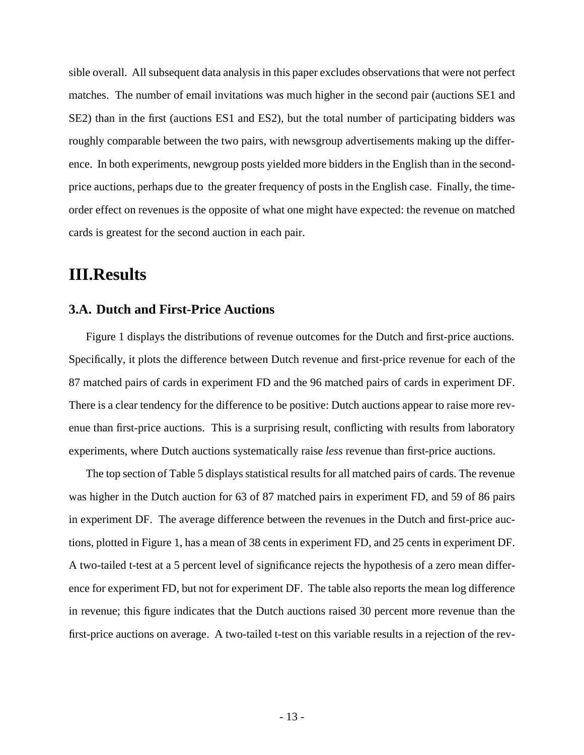sible overall. All subsequent data analysis in this paper excludes observations that were not perfect matches. The number of email invitations was much higher in the second pair (auctions SE1 and SE2) than in the first (auctions ES1 and ES2), but the total number of participating bidders was roughly comparable between the two pairs, with newsgroup advertisements making up the difference. In both experiments, newgroup posts yielded more bidders in the English than in the second-price auctions, perhaps due to the greater frequency of posts in the English case. Finally, the time-order effect on revenues is the opposite of what one might have expected: the revenue on matched cards is greatest for the second auction in each pair.

# III.Results

## 3.A. Dutch and First-Price Auctions

Figure 1 displays the distributions of revenue outcomes for the Dutch and first-price auctions. Specifically, it plots the difference between Dutch revenue and first-price revenue for each of the 87 matched pairs of cards in experiment FD and the 96 matched pairs of cards in experiment DF. There is a clear tendency for the difference to be positive: Dutch auctions appear to raise more revenue than first-price auctions. This is a surprising result, conflicting with results from laboratory experiments, where Dutch auctions systematically raise *less* revenue than first-price auctions.

The top section of Table 5 displays statistical results for all matched pairs of cards. The revenue was higher in the Dutch auction for 63 of 87 matched pairs in experiment FD, and 59 of 86 pairs in experiment DF. The average difference between the revenues in the Dutch and first-price auctions, plotted in Figure 1, has a mean of 38 cents in experiment FD, and 25 cents in experiment DF. A two-tailed t-test at a 5 percent level of significance rejects the hypothesis of a zero mean difference for experiment FD, but not for experiment DF. The table also reports the mean log difference in revenue; this figure indicates that the Dutch auctions raised 30 percent more revenue than the first-price auctions on average. A two-tailed t-test on this variable results in a rejection of the rev-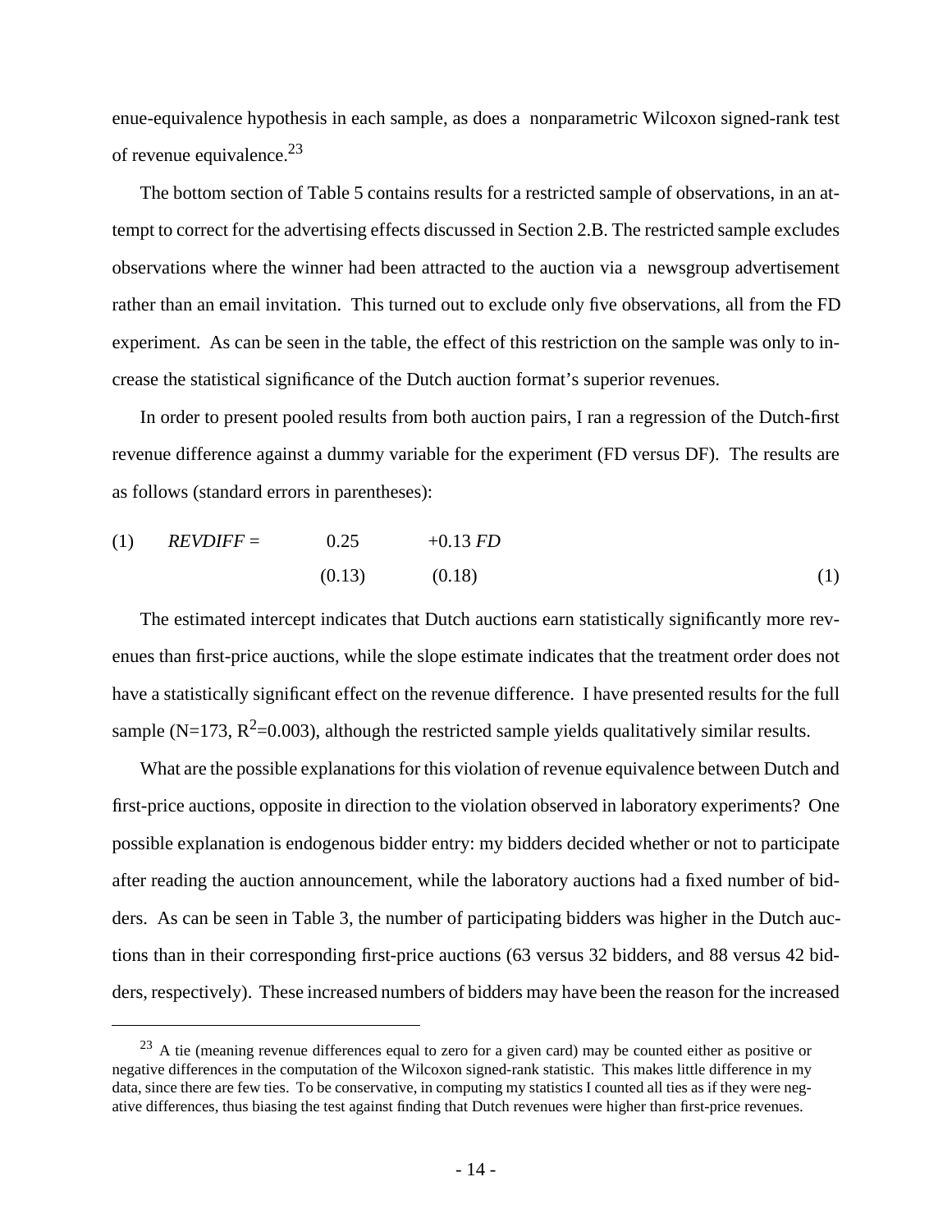enue-equivalence hypothesis in each sample, as does a nonparametric Wilcoxon signed-rank test of revenue equivalence.[23]

The bottom section of Table 5 contains results for a restricted sample of observations, in an attempt to correct for the advertising effects discussed in Section 2.B. The restricted sample excludes observations where the winner had been attracted to the auction via a newsgroup advertisement rather than an email invitation. This turned out to exclude only five observations, all from the FD experiment. As can be seen in the table, the effect of this restriction on the sample was only to increase the statistical significance of the Dutch auction format's superior revenues.

In order to present pooled results from both auction pairs, I ran a regression of the Dutch-first revenue difference against a dummy variable for the experiment (FD versus DF). The results are as follows (standard errors in parentheses):

$$REVDIFF = \underset{(0.13)}{0.25} \quad \underset{(0.18)}{+0.13\, FD} \tag{1}$$

The estimated intercept indicates that Dutch auctions earn statistically significantly more revenues than first-price auctions, while the slope estimate indicates that the treatment order does not have a statistically significant effect on the revenue difference. I have presented results for the full sample ($N$=173, $R^2$=0.003), although the restricted sample yields qualitatively similar results.

What are the possible explanations for this violation of revenue equivalence between Dutch and first-price auctions, opposite in direction to the violation observed in laboratory experiments? One possible explanation is endogenous bidder entry: my bidders decided whether or not to participate after reading the auction announcement, while the laboratory auctions had a fixed number of bidders. As can be seen in Table 3, the number of participating bidders was higher in the Dutch auctions than in their corresponding first-price auctions (63 versus 32 bidders, and 88 versus 42 bidders, respectively). These increased numbers of bidders may have been the reason for the increased

---

[23] A tie (meaning revenue differences equal to zero for a given card) may be counted either as positive or negative differences in the computation of the Wilcoxon signed-rank statistic. This makes little difference in my data, since there are few ties. To be conservative, in computing my statistics I counted all ties as if they were negative differences, thus biasing the test against finding that Dutch revenues were higher than first-price revenues.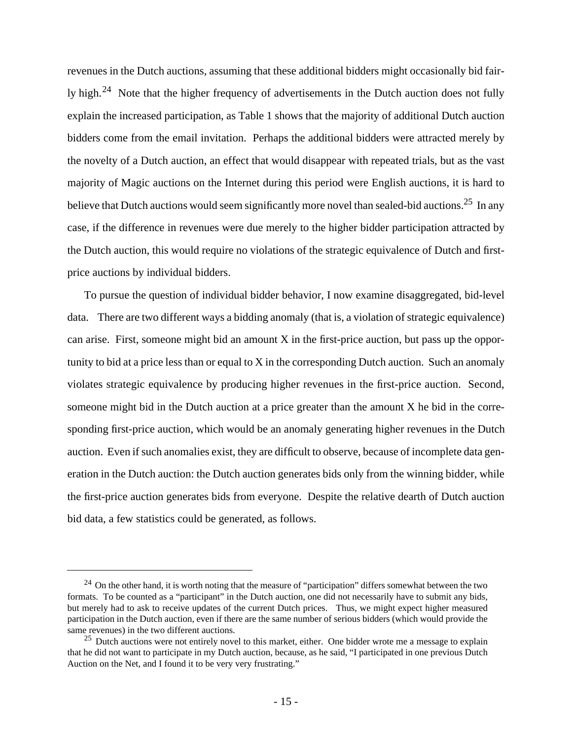revenues in the Dutch auctions, assuming that these additional bidders might occasionally bid fairly high.[24] Note that the higher frequency of advertisements in the Dutch auction does not fully explain the increased participation, as Table 1 shows that the majority of additional Dutch auction bidders come from the email invitation. Perhaps the additional bidders were attracted merely by the novelty of a Dutch auction, an effect that would disappear with repeated trials, but as the vast majority of Magic auctions on the Internet during this period were English auctions, it is hard to believe that Dutch auctions would seem significantly more novel than sealed-bid auctions.[25] In any case, if the difference in revenues were due merely to the higher bidder participation attracted by the Dutch auction, this would require no violations of the strategic equivalence of Dutch and first-price auctions by individual bidders.

To pursue the question of individual bidder behavior, I now examine disaggregated, bid-level data. There are two different ways a bidding anomaly (that is, a violation of strategic equivalence) can arise. First, someone might bid an amount X in the first-price auction, but pass up the opportunity to bid at a price less than or equal to X in the corresponding Dutch auction. Such an anomaly violates strategic equivalence by producing higher revenues in the first-price auction. Second, someone might bid in the Dutch auction at a price greater than the amount X he bid in the corresponding first-price auction, which would be an anomaly generating higher revenues in the Dutch auction. Even if such anomalies exist, they are difficult to observe, because of incomplete data generation in the Dutch auction: the Dutch auction generates bids only from the winning bidder, while the first-price auction generates bids from everyone. Despite the relative dearth of Dutch auction bid data, a few statistics could be generated, as follows.

---

[24] On the other hand, it is worth noting that the measure of "participation" differs somewhat between the two formats. To be counted as a "participant" in the Dutch auction, one did not necessarily have to submit any bids, but merely had to ask to receive updates of the current Dutch prices. Thus, we might expect higher measured participation in the Dutch auction, even if there are the same number of serious bidders (which would provide the same revenues) in the two different auctions.

[25] Dutch auctions were not entirely novel to this market, either. One bidder wrote me a message to explain that he did not want to participate in my Dutch auction, because, as he said, "I participated in one previous Dutch Auction on the Net, and I found it to be very very frustrating."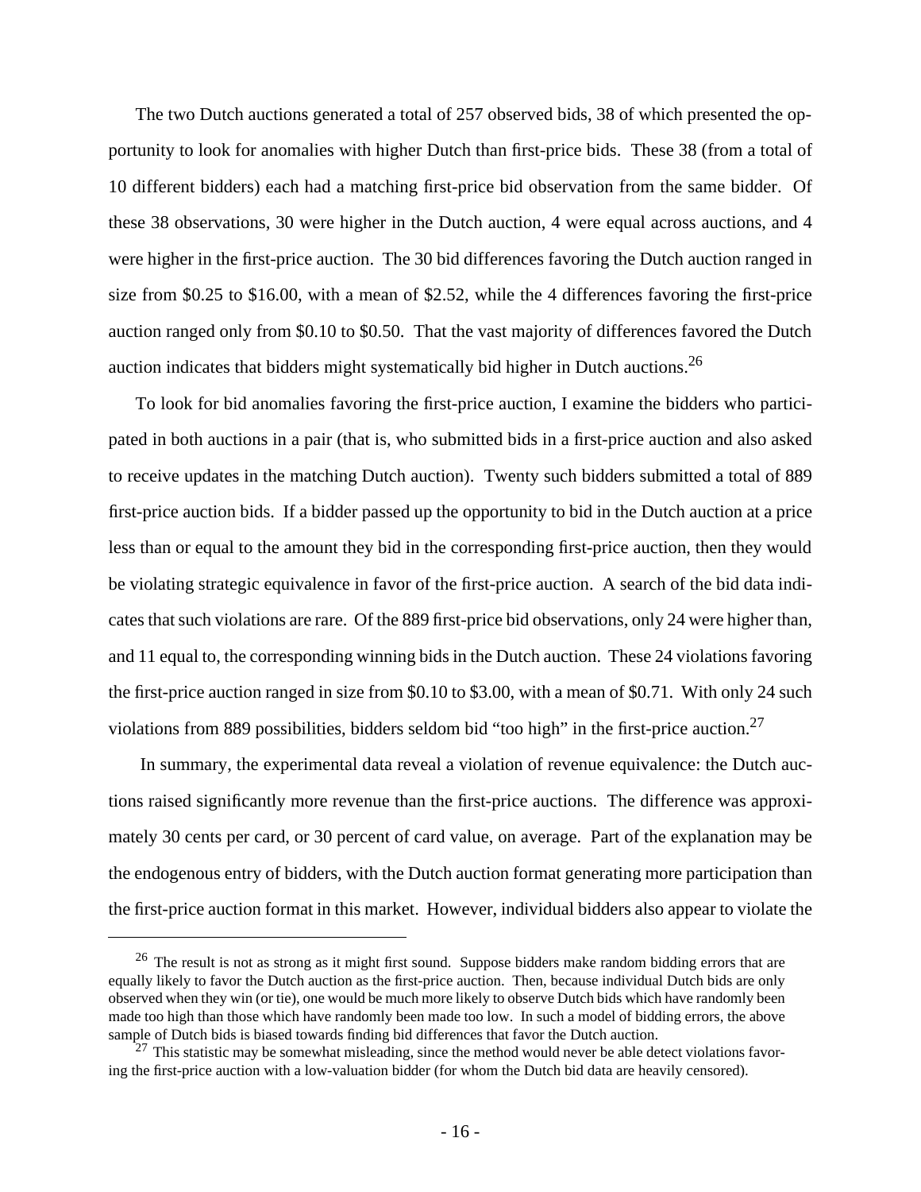The two Dutch auctions generated a total of 257 observed bids, 38 of which presented the opportunity to look for anomalies with higher Dutch than first-price bids. These 38 (from a total of 10 different bidders) each had a matching first-price bid observation from the same bidder. Of these 38 observations, 30 were higher in the Dutch auction, 4 were equal across auctions, and 4 were higher in the first-price auction. The 30 bid differences favoring the Dutch auction ranged in size from $0.25 to $16.00, with a mean of $2.52, while the 4 differences favoring the first-price auction ranged only from $0.10 to $0.50. That the vast majority of differences favored the Dutch auction indicates that bidders might systematically bid higher in Dutch auctions.[26]

To look for bid anomalies favoring the first-price auction, I examine the bidders who participated in both auctions in a pair (that is, who submitted bids in a first-price auction and also asked to receive updates in the matching Dutch auction). Twenty such bidders submitted a total of 889 first-price auction bids. If a bidder passed up the opportunity to bid in the Dutch auction at a price less than or equal to the amount they bid in the corresponding first-price auction, then they would be violating strategic equivalence in favor of the first-price auction. A search of the bid data indicates that such violations are rare. Of the 889 first-price bid observations, only 24 were higher than, and 11 equal to, the corresponding winning bids in the Dutch auction. These 24 violations favoring the first-price auction ranged in size from $0.10 to $3.00, with a mean of $0.71. With only 24 such violations from 889 possibilities, bidders seldom bid "too high" in the first-price auction.[27]

In summary, the experimental data reveal a violation of revenue equivalence: the Dutch auctions raised significantly more revenue than the first-price auctions. The difference was approximately 30 cents per card, or 30 percent of card value, on average. Part of the explanation may be the endogenous entry of bidders, with the Dutch auction format generating more participation than the first-price auction format in this market. However, individual bidders also appear to violate the

---

[26] The result is not as strong as it might first sound. Suppose bidders make random bidding errors that are equally likely to favor the Dutch auction as the first-price auction. Then, because individual Dutch bids are only observed when they win (or tie), one would be much more likely to observe Dutch bids which have randomly been made too high than those which have randomly been made too low. In such a model of bidding errors, the above sample of Dutch bids is biased towards finding bid differences that favor the Dutch auction.

[27] This statistic may be somewhat misleading, since the method would never be able detect violations favoring the first-price auction with a low-valuation bidder (for whom the Dutch bid data are heavily censored).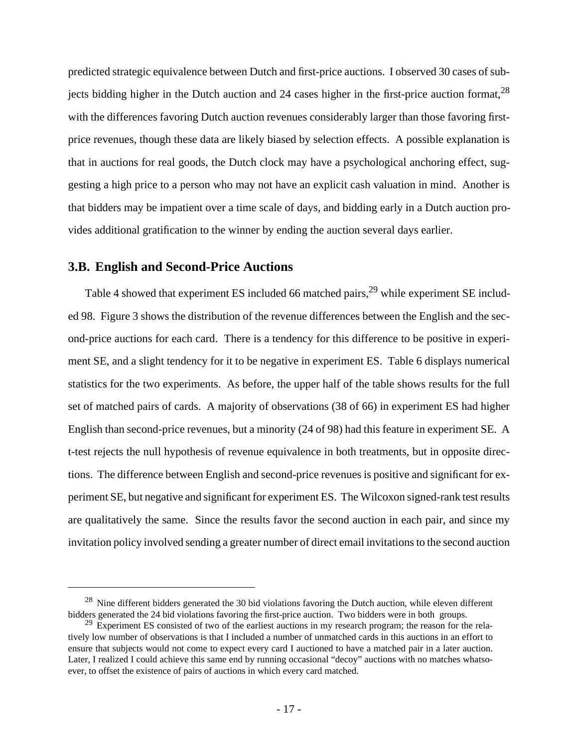predicted strategic equivalence between Dutch and first-price auctions. I observed 30 cases of subjects bidding higher in the Dutch auction and 24 cases higher in the first-price auction format,[28] with the differences favoring Dutch auction revenues considerably larger than those favoring first-price revenues, though these data are likely biased by selection effects. A possible explanation is that in auctions for real goods, the Dutch clock may have a psychological anchoring effect, suggesting a high price to a person who may not have an explicit cash valuation in mind. Another is that bidders may be impatient over a time scale of days, and bidding early in a Dutch auction provides additional gratification to the winner by ending the auction several days earlier.

## 3.B. English and Second-Price Auctions

Table 4 showed that experiment ES included 66 matched pairs,[29] while experiment SE included 98. Figure 3 shows the distribution of the revenue differences between the English and the second-price auctions for each card. There is a tendency for this difference to be positive in experiment SE, and a slight tendency for it to be negative in experiment ES. Table 6 displays numerical statistics for the two experiments. As before, the upper half of the table shows results for the full set of matched pairs of cards. A majority of observations (38 of 66) in experiment ES had higher English than second-price revenues, but a minority (24 of 98) had this feature in experiment SE. A t-test rejects the null hypothesis of revenue equivalence in both treatments, but in opposite directions. The difference between English and second-price revenues is positive and significant for experiment SE, but negative and significant for experiment ES. The Wilcoxon signed-rank test results are qualitatively the same. Since the results favor the second auction in each pair, and since my invitation policy involved sending a greater number of direct email invitations to the second auction

[28] Nine different bidders generated the 30 bid violations favoring the Dutch auction, while eleven different bidders generated the 24 bid violations favoring the first-price auction. Two bidders were in both groups.

[29] Experiment ES consisted of two of the earliest auctions in my research program; the reason for the relatively low number of observations is that I included a number of unmatched cards in this auctions in an effort to ensure that subjects would not come to expect every card I auctioned to have a matched pair in a later auction. Later, I realized I could achieve this same end by running occasional "decoy" auctions with no matches whatsoever, to offset the existence of pairs of auctions in which every card matched.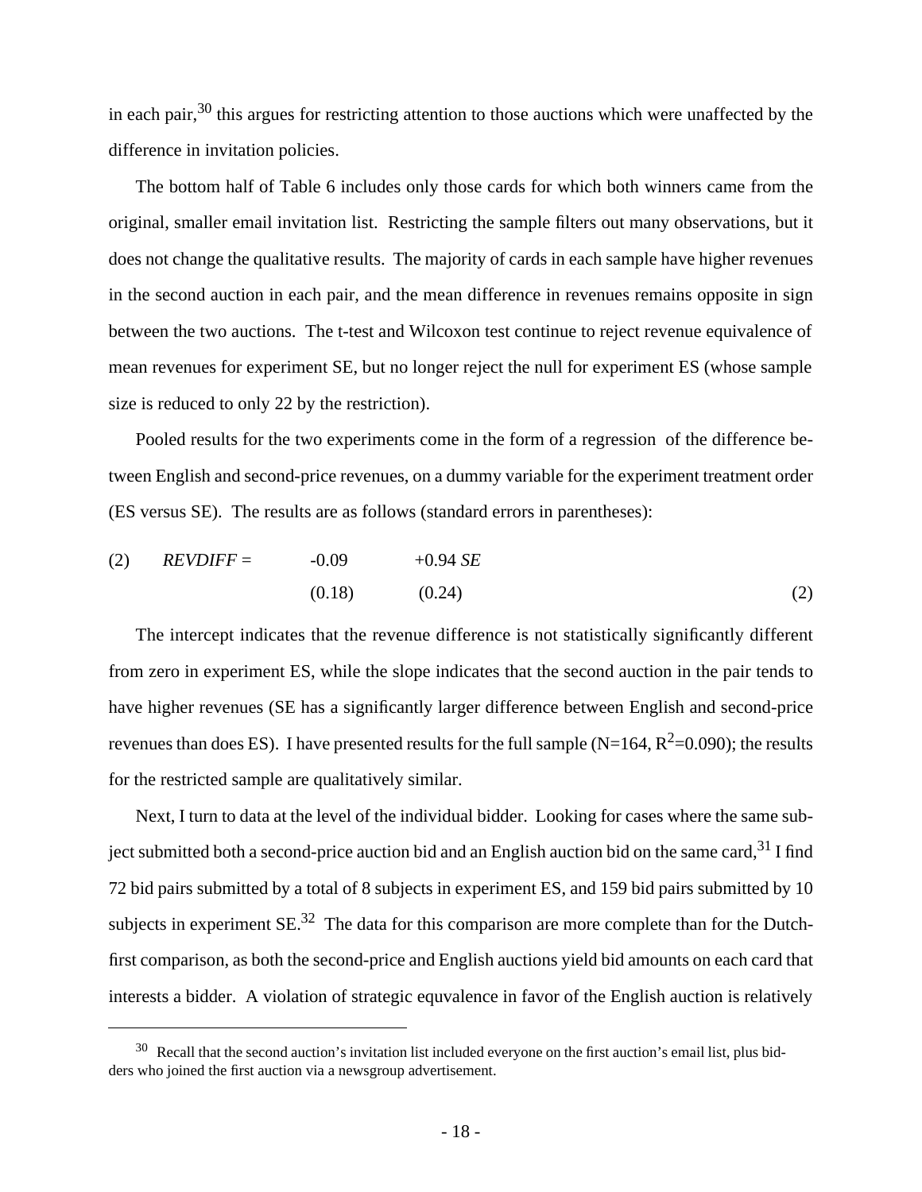in each pair,[30] this argues for restricting attention to those auctions which were unaffected by the difference in invitation policies.

The bottom half of Table 6 includes only those cards for which both winners came from the original, smaller email invitation list. Restricting the sample filters out many observations, but it does not change the qualitative results. The majority of cards in each sample have higher revenues in the second auction in each pair, and the mean difference in revenues remains opposite in sign between the two auctions. The t-test and Wilcoxon test continue to reject revenue equivalence of mean revenues for experiment SE, but no longer reject the null for experiment ES (whose sample size is reduced to only 22 by the restriction).

Pooled results for the two experiments come in the form of a regression of the difference between English and second-price revenues, on a dummy variable for the experiment treatment order (ES versus SE). The results are as follows (standard errors in parentheses):

$$\underset{}{REVDIFF} = \underset{(0.18)}{-0.09} \quad \underset{(0.24)}{+0.94\, SE} \tag{2}$$

The intercept indicates that the revenue difference is not statistically significantly different from zero in experiment ES, while the slope indicates that the second auction in the pair tends to have higher revenues (SE has a significantly larger difference between English and second-price revenues than does ES). I have presented results for the full sample (N=164, $R^2$=0.090); the results for the restricted sample are qualitatively similar.

Next, I turn to data at the level of the individual bidder. Looking for cases where the same subject submitted both a second-price auction bid and an English auction bid on the same card,[31] I find 72 bid pairs submitted by a total of 8 subjects in experiment ES, and 159 bid pairs submitted by 10 subjects in experiment SE.[32] The data for this comparison are more complete than for the Dutch-first comparison, as both the second-price and English auctions yield bid amounts on each card that interests a bidder. A violation of strategic equvalence in favor of the English auction is relatively

[30] Recall that the second auction's invitation list included everyone on the first auction's email list, plus bidders who joined the first auction via a newsgroup advertisement.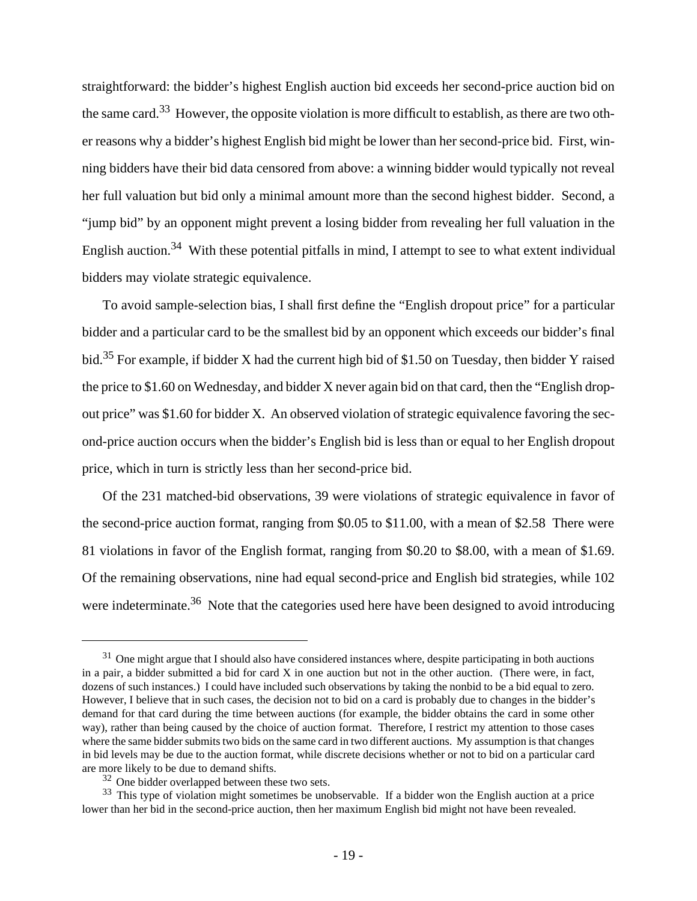straightforward: the bidder's highest English auction bid exceeds her second-price auction bid on the same card.[33] However, the opposite violation is more difficult to establish, as there are two other reasons why a bidder's highest English bid might be lower than her second-price bid. First, winning bidders have their bid data censored from above: a winning bidder would typically not reveal her full valuation but bid only a minimal amount more than the second highest bidder. Second, a "jump bid" by an opponent might prevent a losing bidder from revealing her full valuation in the English auction.[34] With these potential pitfalls in mind, I attempt to see to what extent individual bidders may violate strategic equivalence.

To avoid sample-selection bias, I shall first define the "English dropout price" for a particular bidder and a particular card to be the smallest bid by an opponent which exceeds our bidder's final bid.[35] For example, if bidder X had the current high bid of \$1.50 on Tuesday, then bidder Y raised the price to \$1.60 on Wednesday, and bidder X never again bid on that card, then the "English dropout price" was \$1.60 for bidder X. An observed violation of strategic equivalence favoring the second-price auction occurs when the bidder's English bid is less than or equal to her English dropout price, which in turn is strictly less than her second-price bid.

Of the 231 matched-bid observations, 39 were violations of strategic equivalence in favor of the second-price auction format, ranging from \$0.05 to \$11.00, with a mean of \$2.58 There were 81 violations in favor of the English format, ranging from \$0.20 to \$8.00, with a mean of \$1.69. Of the remaining observations, nine had equal second-price and English bid strategies, while 102 were indeterminate.[36] Note that the categories used here have been designed to avoid introducing

---

[31] One might argue that I should also have considered instances where, despite participating in both auctions in a pair, a bidder submitted a bid for card X in one auction but not in the other auction. (There were, in fact, dozens of such instances.) I could have included such observations by taking the nonbid to be a bid equal to zero. However, I believe that in such cases, the decision not to bid on a card is probably due to changes in the bidder's demand for that card during the time between auctions (for example, the bidder obtains the card in some other way), rather than being caused by the choice of auction format. Therefore, I restrict my attention to those cases where the same bidder submits two bids on the same card in two different auctions. My assumption is that changes in bid levels may be due to the auction format, while discrete decisions whether or not to bid on a particular card are more likely to be due to demand shifts.

[32] One bidder overlapped between these two sets.

[33] This type of violation might sometimes be unobservable. If a bidder won the English auction at a price lower than her bid in the second-price auction, then her maximum English bid might not have been revealed.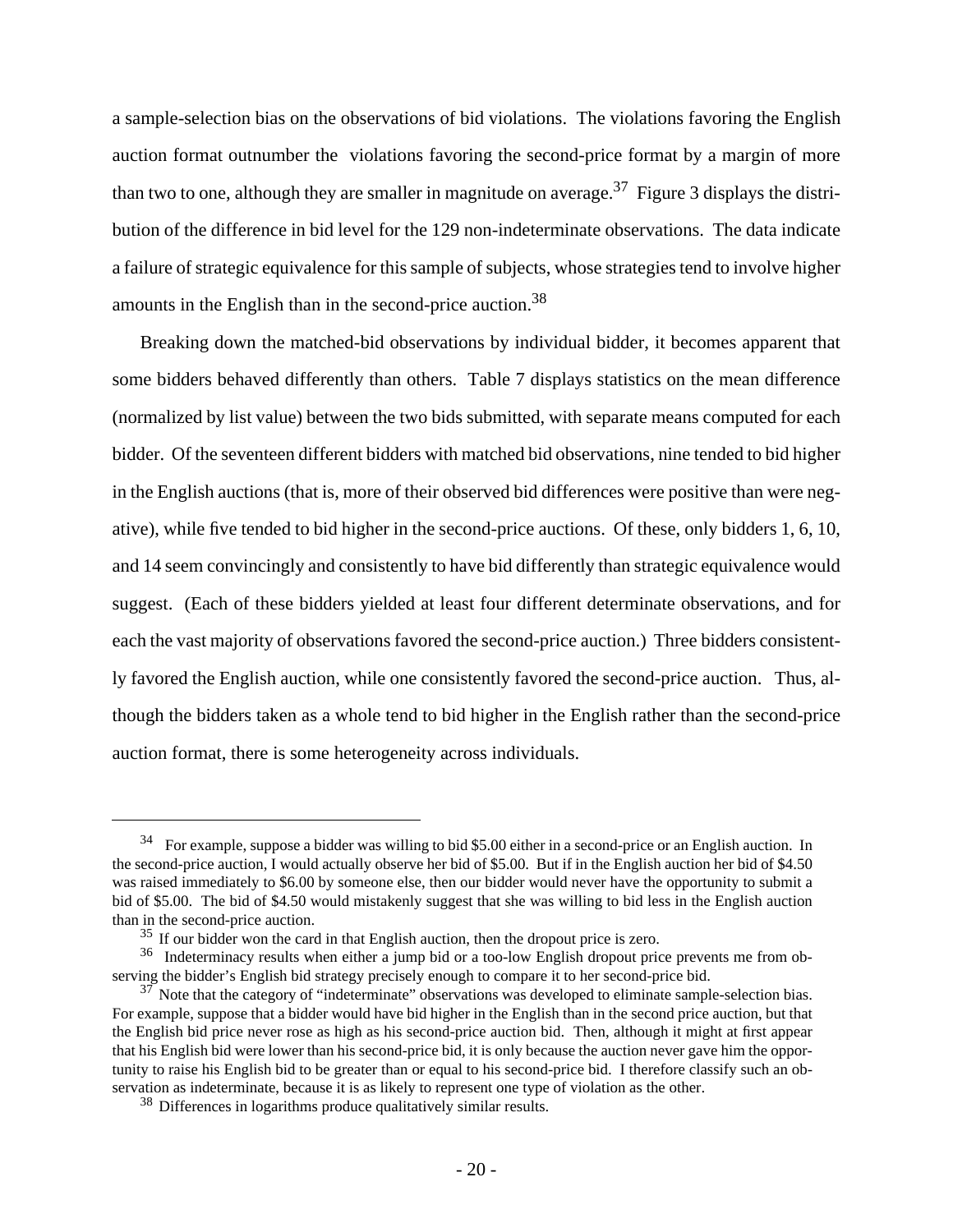a sample-selection bias on the observations of bid violations. The violations favoring the English auction format outnumber the violations favoring the second-price format by a margin of more than two to one, although they are smaller in magnitude on average.[37] Figure 3 displays the distribution of the difference in bid level for the 129 non-indeterminate observations. The data indicate a failure of strategic equivalence for this sample of subjects, whose strategies tend to involve higher amounts in the English than in the second-price auction.[38]

Breaking down the matched-bid observations by individual bidder, it becomes apparent that some bidders behaved differently than others. Table 7 displays statistics on the mean difference (normalized by list value) between the two bids submitted, with separate means computed for each bidder. Of the seventeen different bidders with matched bid observations, nine tended to bid higher in the English auctions (that is, more of their observed bid differences were positive than were negative), while five tended to bid higher in the second-price auctions. Of these, only bidders 1, 6, 10, and 14 seem convincingly and consistently to have bid differently than strategic equivalence would suggest. (Each of these bidders yielded at least four different determinate observations, and for each the vast majority of observations favored the second-price auction.) Three bidders consistently favored the English auction, while one consistently favored the second-price auction. Thus, although the bidders taken as a whole tend to bid higher in the English rather than the second-price auction format, there is some heterogeneity across individuals.

---

[34] For example, suppose a bidder was willing to bid \$5.00 either in a second-price or an English auction. In the second-price auction, I would actually observe her bid of \$5.00. But if in the English auction her bid of \$4.50 was raised immediately to \$6.00 by someone else, then our bidder would never have the opportunity to submit a bid of \$5.00. The bid of \$4.50 would mistakenly suggest that she was willing to bid less in the English auction than in the second-price auction.

[35] If our bidder won the card in that English auction, then the dropout price is zero.

[36] Indeterminacy results when either a jump bid or a too-low English dropout price prevents me from observing the bidder's English bid strategy precisely enough to compare it to her second-price bid.

[37] Note that the category of "indeterminate" observations was developed to eliminate sample-selection bias. For example, suppose that a bidder would have bid higher in the English than in the second price auction, but that the English bid price never rose as high as his second-price auction bid. Then, although it might at first appear that his English bid were lower than his second-price bid, it is only because the auction never gave him the opportunity to raise his English bid to be greater than or equal to his second-price bid. I therefore classify such an observation as indeterminate, because it is as likely to represent one type of violation as the other.

[38] Differences in logarithms produce qualitatively similar results.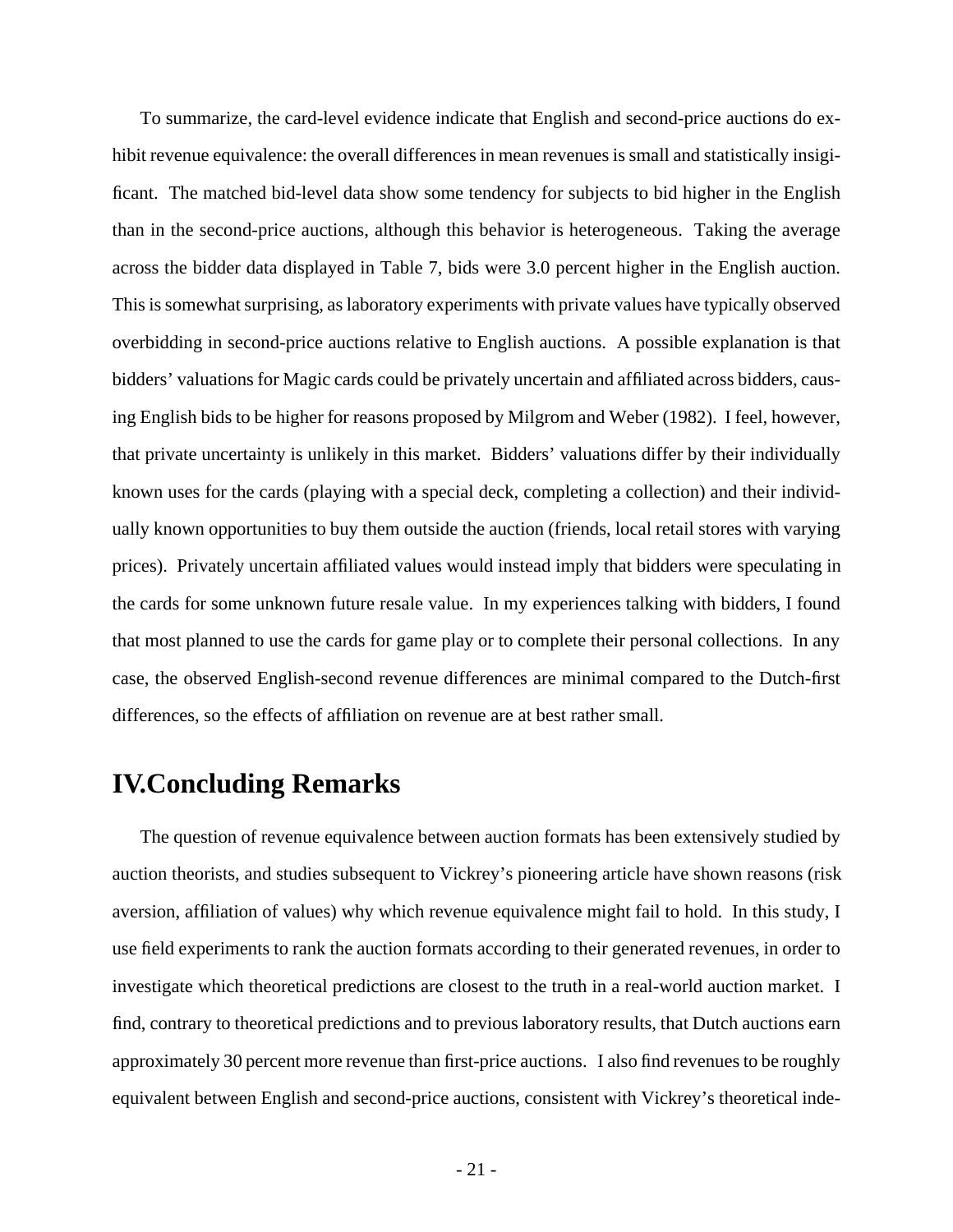To summarize, the card-level evidence indicate that English and second-price auctions do exhibit revenue equivalence: the overall differences in mean revenues is small and statistically insigificant. The matched bid-level data show some tendency for subjects to bid higher in the English than in the second-price auctions, although this behavior is heterogeneous. Taking the average across the bidder data displayed in Table 7, bids were 3.0 percent higher in the English auction. This is somewhat surprising, as laboratory experiments with private values have typically observed overbidding in second-price auctions relative to English auctions. A possible explanation is that bidders' valuations for Magic cards could be privately uncertain and affiliated across bidders, causing English bids to be higher for reasons proposed by Milgrom and Weber (1982). I feel, however, that private uncertainty is unlikely in this market. Bidders' valuations differ by their individually known uses for the cards (playing with a special deck, completing a collection) and their individually known opportunities to buy them outside the auction (friends, local retail stores with varying prices). Privately uncertain affiliated values would instead imply that bidders were speculating in the cards for some unknown future resale value. In my experiences talking with bidders, I found that most planned to use the cards for game play or to complete their personal collections. In any case, the observed English-second revenue differences are minimal compared to the Dutch-first differences, so the effects of affiliation on revenue are at best rather small.

# IV.Concluding Remarks

The question of revenue equivalence between auction formats has been extensively studied by auction theorists, and studies subsequent to Vickrey's pioneering article have shown reasons (risk aversion, affiliation of values) why which revenue equivalence might fail to hold. In this study, I use field experiments to rank the auction formats according to their generated revenues, in order to investigate which theoretical predictions are closest to the truth in a real-world auction market. I find, contrary to theoretical predictions and to previous laboratory results, that Dutch auctions earn approximately 30 percent more revenue than first-price auctions. I also find revenues to be roughly equivalent between English and second-price auctions, consistent with Vickrey's theoretical inde-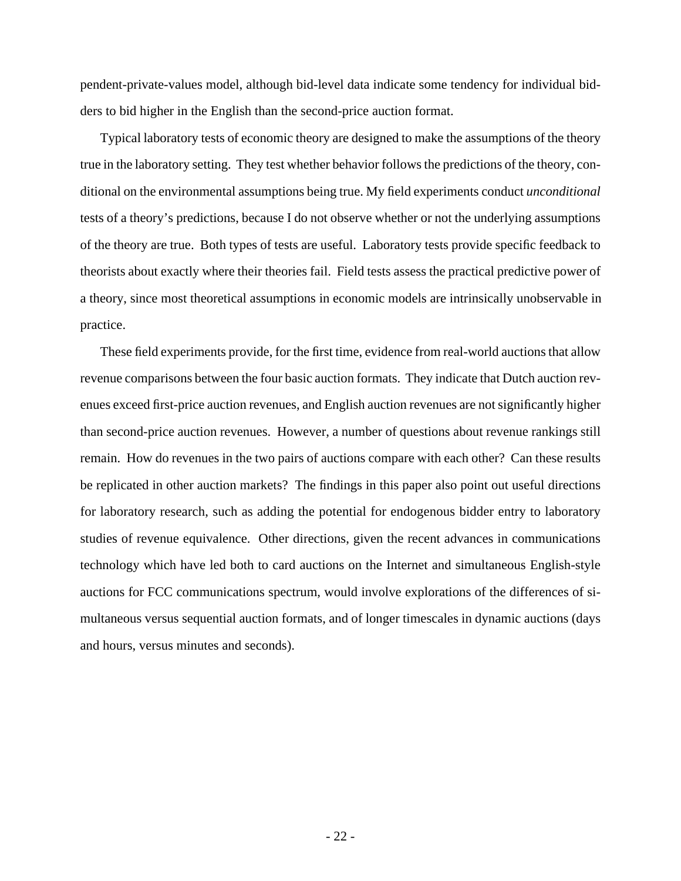pendent-private-values model, although bid-level data indicate some tendency for individual bidders to bid higher in the English than the second-price auction format.

Typical laboratory tests of economic theory are designed to make the assumptions of the theory true in the laboratory setting. They test whether behavior follows the predictions of the theory, conditional on the environmental assumptions being true. My field experiments conduct *unconditional* tests of a theory's predictions, because I do not observe whether or not the underlying assumptions of the theory are true. Both types of tests are useful. Laboratory tests provide specific feedback to theorists about exactly where their theories fail. Field tests assess the practical predictive power of a theory, since most theoretical assumptions in economic models are intrinsically unobservable in practice.

These field experiments provide, for the first time, evidence from real-world auctions that allow revenue comparisons between the four basic auction formats. They indicate that Dutch auction revenues exceed first-price auction revenues, and English auction revenues are not significantly higher than second-price auction revenues. However, a number of questions about revenue rankings still remain. How do revenues in the two pairs of auctions compare with each other? Can these results be replicated in other auction markets? The findings in this paper also point out useful directions for laboratory research, such as adding the potential for endogenous bidder entry to laboratory studies of revenue equivalence. Other directions, given the recent advances in communications technology which have led both to card auctions on the Internet and simultaneous English-style auctions for FCC communications spectrum, would involve explorations of the differences of simultaneous versus sequential auction formats, and of longer timescales in dynamic auctions (days and hours, versus minutes and seconds).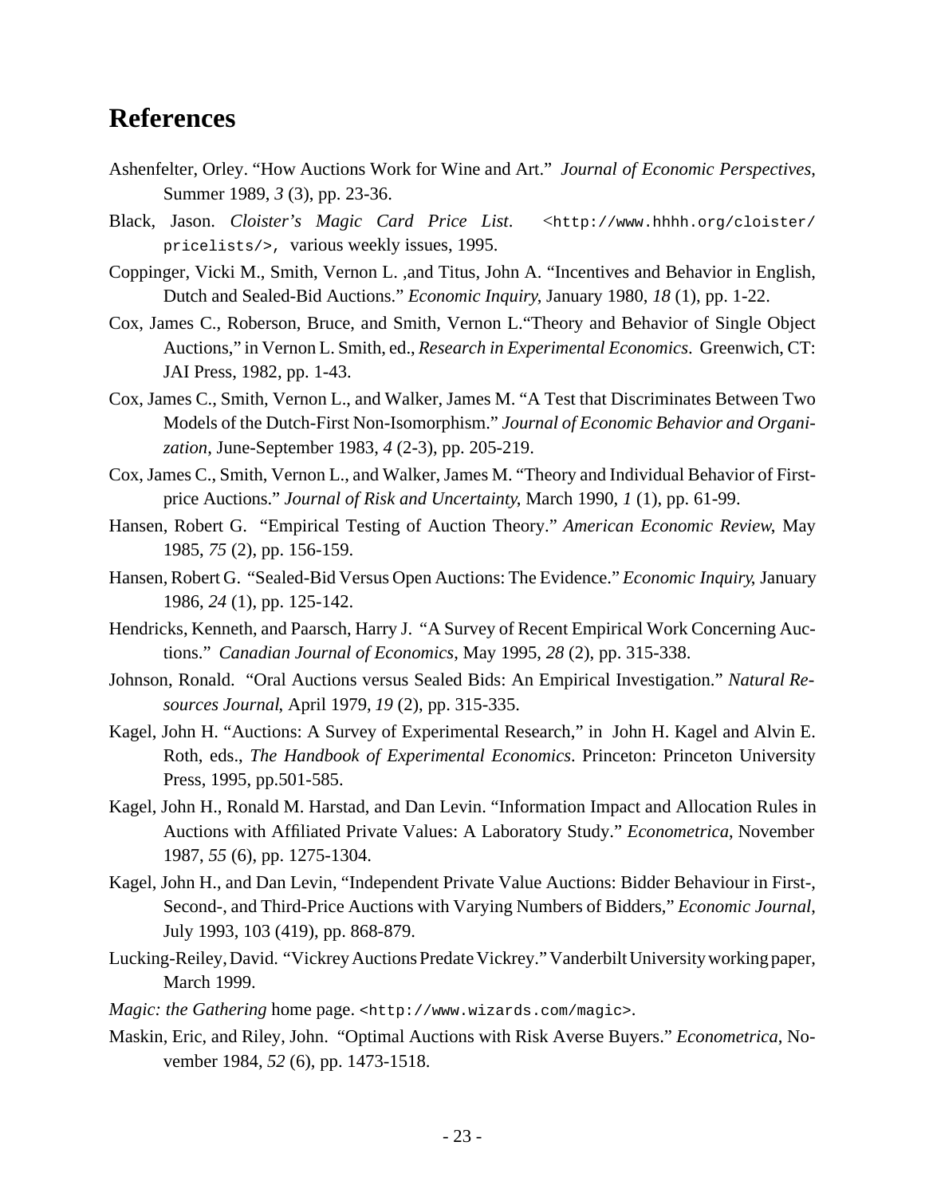# References

Ashenfelter, Orley. "How Auctions Work for Wine and Art." *Journal of Economic Perspectives*, Summer 1989, *3* (3), pp. 23-36.

Black, Jason. *Cloister's Magic Card Price List*. `<http://www.hhhh.org/cloister/pricelists/>`, various weekly issues, 1995.

Coppinger, Vicki M., Smith, Vernon L. ,and Titus, John A. "Incentives and Behavior in English, Dutch and Sealed-Bid Auctions." *Economic Inquiry*, January 1980, *18* (1), pp. 1-22.

Cox, James C., Roberson, Bruce, and Smith, Vernon L."Theory and Behavior of Single Object Auctions," in Vernon L. Smith, ed., *Research in Experimental Economics*. Greenwich, CT: JAI Press, 1982, pp. 1-43.

Cox, James C., Smith, Vernon L., and Walker, James M. "A Test that Discriminates Between Two Models of the Dutch-First Non-Isomorphism." *Journal of Economic Behavior and Organization*, June-September 1983, *4* (2-3), pp. 205-219.

Cox, James C., Smith, Vernon L., and Walker, James M. "Theory and Individual Behavior of First-price Auctions." *Journal of Risk and Uncertainty*, March 1990, *1* (1), pp. 61-99.

Hansen, Robert G. "Empirical Testing of Auction Theory." *American Economic Review*, May 1985, *75* (2), pp. 156-159.

Hansen, Robert G. "Sealed-Bid Versus Open Auctions: The Evidence." *Economic Inquiry*, January 1986, *24* (1), pp. 125-142.

Hendricks, Kenneth, and Paarsch, Harry J. "A Survey of Recent Empirical Work Concerning Auctions." *Canadian Journal of Economics*, May 1995, *28* (2), pp. 315-338.

Johnson, Ronald. "Oral Auctions versus Sealed Bids: An Empirical Investigation." *Natural Resources Journal*, April 1979, *19* (2), pp. 315-335.

Kagel, John H. "Auctions: A Survey of Experimental Research," in John H. Kagel and Alvin E. Roth, eds., *The Handbook of Experimental Economics*. Princeton: Princeton University Press, 1995, pp.501-585.

Kagel, John H., Ronald M. Harstad, and Dan Levin. "Information Impact and Allocation Rules in Auctions with Affiliated Private Values: A Laboratory Study." *Econometrica*, November 1987, *55* (6), pp. 1275-1304.

Kagel, John H., and Dan Levin, "Independent Private Value Auctions: Bidder Behaviour in First-, Second-, and Third-Price Auctions with Varying Numbers of Bidders," *Economic Journal*, July 1993, 103 (419), pp. 868-879.

Lucking-Reiley, David. "Vickrey Auctions Predate Vickrey." Vanderbilt University working paper, March 1999.

*Magic: the Gathering* home page. `<http://www.wizards.com/magic>`.

Maskin, Eric, and Riley, John. "Optimal Auctions with Risk Averse Buyers." *Econometrica*, November 1984, *52* (6), pp. 1473-1518.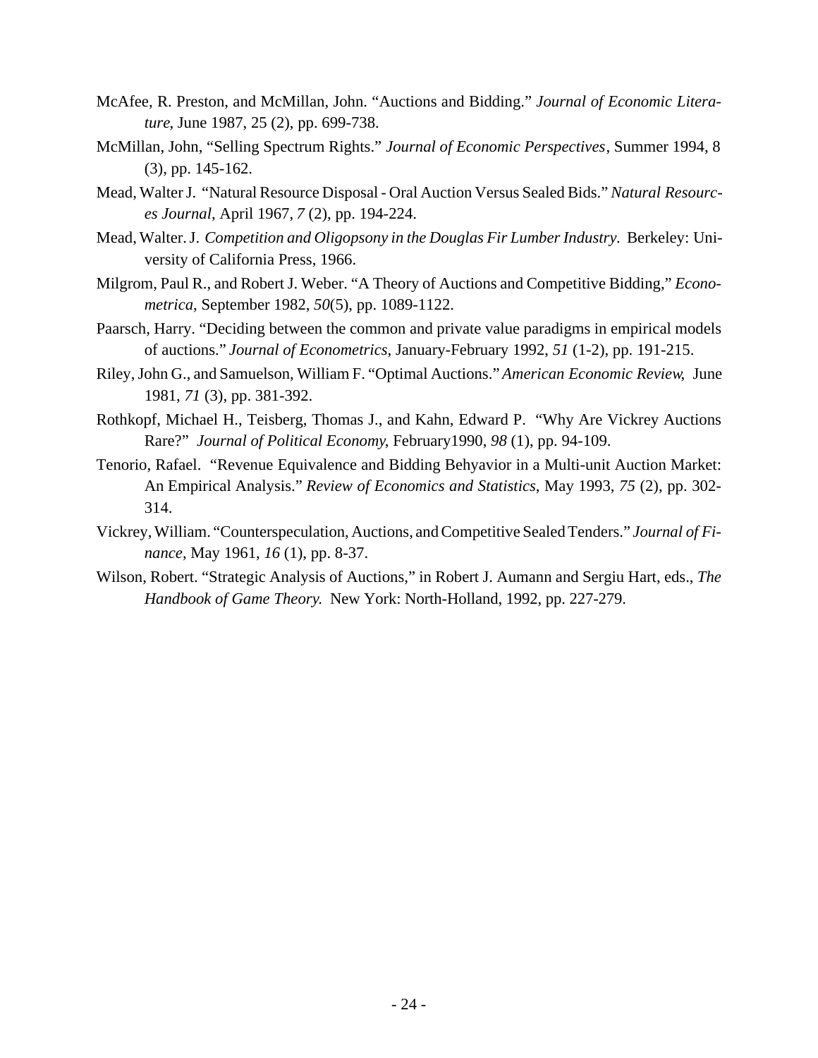McAfee, R. Preston, and McMillan, John. "Auctions and Bidding." *Journal of Economic Literature*, June 1987, 25 (2), pp. 699-738.

McMillan, John, "Selling Spectrum Rights." *Journal of Economic Perspectives*, Summer 1994, 8 (3), pp. 145-162.

Mead, Walter J. "Natural Resource Disposal - Oral Auction Versus Sealed Bids." *Natural Resources Journal*, April 1967, *7* (2), pp. 194-224.

Mead, Walter. J. *Competition and Oligopsony in the Douglas Fir Lumber Industry*. Berkeley: University of California Press, 1966.

Milgrom, Paul R., and Robert J. Weber. "A Theory of Auctions and Competitive Bidding," *Econometrica*, September 1982, *50*(5), pp. 1089-1122.

Paarsch, Harry. "Deciding between the common and private value paradigms in empirical models of auctions." *Journal of Econometrics*, January-February 1992, *51* (1-2), pp. 191-215.

Riley, John G., and Samuelson, William F. "Optimal Auctions." *American Economic Review*, June 1981, *71* (3), pp. 381-392.

Rothkopf, Michael H., Teisberg, Thomas J., and Kahn, Edward P. "Why Are Vickrey Auctions Rare?" *Journal of Political Economy*, February1990, *98* (1), pp. 94-109.

Tenorio, Rafael. "Revenue Equivalence and Bidding Behyavior in a Multi-unit Auction Market: An Empirical Analysis." *Review of Economics and Statistics*, May 1993, *75* (2), pp. 302-314.

Vickrey, William. "Counterspeculation, Auctions, and Competitive Sealed Tenders." *Journal of Finance*, May 1961, *16* (1), pp. 8-37.

Wilson, Robert. "Strategic Analysis of Auctions," in Robert J. Aumann and Sergiu Hart, eds., *The Handbook of Game Theory.* New York: North-Holland, 1992, pp. 227-279.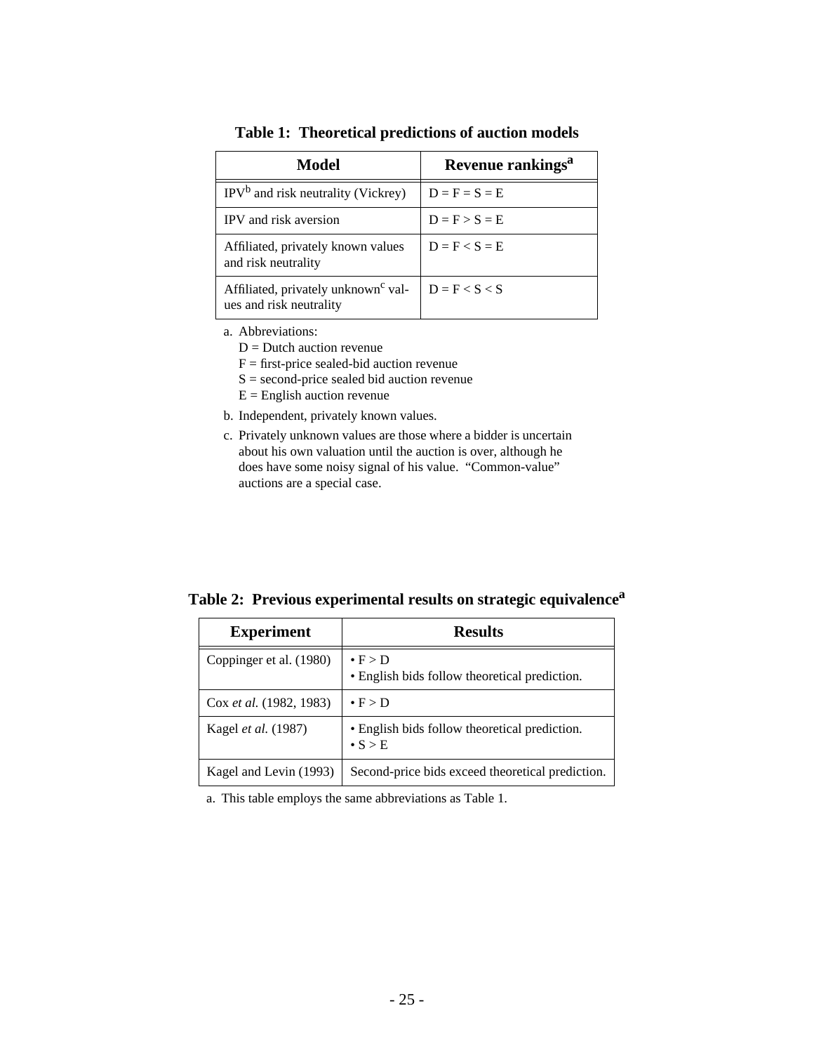**Table 1: Theoretical predictions of auction models**

| Model | Revenue rankings[a] |
|---|---|
| IPV[b] and risk neutrality (Vickrey) | D = F = S = E |
| IPV and risk aversion | D = F > S = E |
| Affiliated, privately known values and risk neutrality | D = F < S = E |
| Affiliated, privately unknown[c] values and risk neutrality | D = F < S < S |

a. Abbreviations:
   D = Dutch auction revenue
   F = first-price sealed-bid auction revenue
   S = second-price sealed bid auction revenue
   E = English auction revenue

b. Independent, privately known values.

c. Privately unknown values are those where a bidder is uncertain about his own valuation until the auction is over, although he does have some noisy signal of his value. "Common-value" auctions are a special case.

**Table 2: Previous experimental results on strategic equivalence[a]**

| Experiment | Results |
|---|---|
| Coppinger et al. (1980) | • F > D<br>• English bids follow theoretical prediction. |
| Cox *et al.* (1982, 1983) | • F > D |
| Kagel *et al.* (1987) | • English bids follow theoretical prediction.<br>• S > E |
| Kagel and Levin (1993) | Second-price bids exceed theoretical prediction. |

a. This table employs the same abbreviations as Table 1.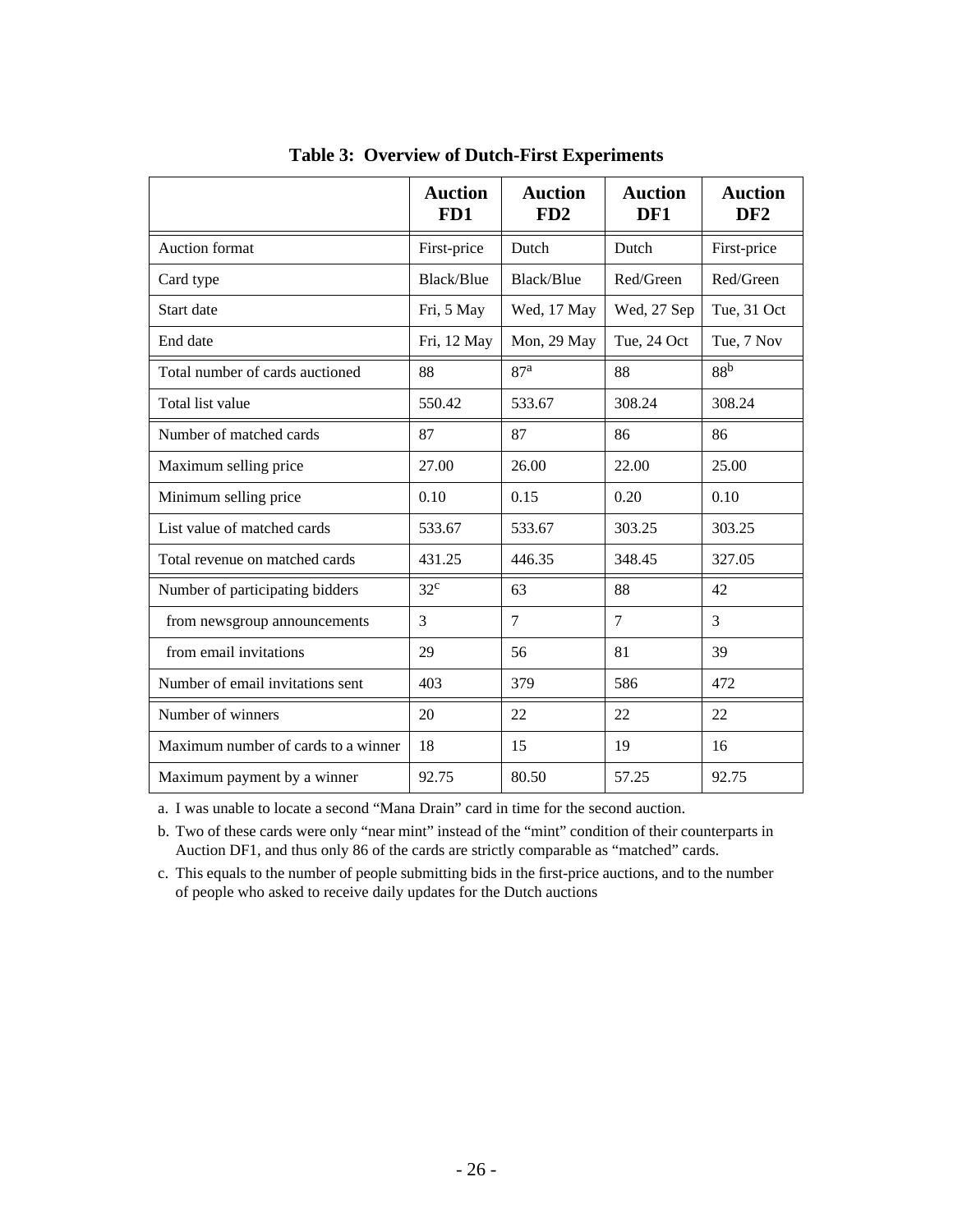**Table 3: Overview of Dutch-First Experiments**

| | Auction FD1 | Auction FD2 | Auction DF1 | Auction DF2 |
|---|---|---|---|---|
| Auction format | First-price | Dutch | Dutch | First-price |
| Card type | Black/Blue | Black/Blue | Red/Green | Red/Green |
| Start date | Fri, 5 May | Wed, 17 May | Wed, 27 Sep | Tue, 31 Oct |
| End date | Fri, 12 May | Mon, 29 May | Tue, 24 Oct | Tue, 7 Nov |
| Total number of cards auctioned | 88 | 87[a] | 88 | 88[b] |
| Total list value | 550.42 | 533.67 | 308.24 | 308.24 |
| Number of matched cards | 87 | 87 | 86 | 86 |
| Maximum selling price | 27.00 | 26.00 | 22.00 | 25.00 |
| Minimum selling price | 0.10 | 0.15 | 0.20 | 0.10 |
| List value of matched cards | 533.67 | 533.67 | 303.25 | 303.25 |
| Total revenue on matched cards | 431.25 | 446.35 | 348.45 | 327.05 |
| Number of participating bidders | 32[c] | 63 | 88 | 42 |
| from newsgroup announcements | 3 | 7 | 7 | 3 |
| from email invitations | 29 | 56 | 81 | 39 |
| Number of email invitations sent | 403 | 379 | 586 | 472 |
| Number of winners | 20 | 22 | 22 | 22 |
| Maximum number of cards to a winner | 18 | 15 | 19 | 16 |
| Maximum payment by a winner | 92.75 | 80.50 | 57.25 | 92.75 |

a. I was unable to locate a second "Mana Drain" card in time for the second auction.

b. Two of these cards were only "near mint" instead of the "mint" condition of their counterparts in Auction DF1, and thus only 86 of the cards are strictly comparable as "matched" cards.

c. This equals to the number of people submitting bids in the first-price auctions, and to the number of people who asked to receive daily updates for the Dutch auctions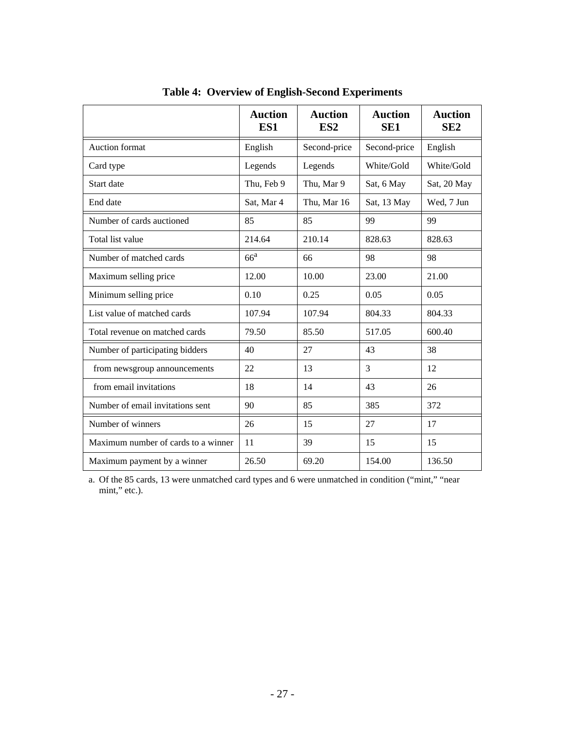**Table 4: Overview of English-Second Experiments**

| | Auction ES1 | Auction ES2 | Auction SE1 | Auction SE2 |
|---|---|---|---|---|
| Auction format | English | Second-price | Second-price | English |
| Card type | Legends | Legends | White/Gold | White/Gold |
| Start date | Thu, Feb 9 | Thu, Mar 9 | Sat, 6 May | Sat, 20 May |
| End date | Sat, Mar 4 | Thu, Mar 16 | Sat, 13 May | Wed, 7 Jun |
| Number of cards auctioned | 85 | 85 | 99 | 99 |
| Total list value | 214.64 | 210.14 | 828.63 | 828.63 |
| Number of matched cards | 66[a] | 66 | 98 | 98 |
| Maximum selling price | 12.00 | 10.00 | 23.00 | 21.00 |
| Minimum selling price | 0.10 | 0.25 | 0.05 | 0.05 |
| List value of matched cards | 107.94 | 107.94 | 804.33 | 804.33 |
| Total revenue on matched cards | 79.50 | 85.50 | 517.05 | 600.40 |
| Number of participating bidders | 40 | 27 | 43 | 38 |
| from newsgroup announcements | 22 | 13 | 3 | 12 |
| from email invitations | 18 | 14 | 43 | 26 |
| Number of email invitations sent | 90 | 85 | 385 | 372 |
| Number of winners | 26 | 15 | 27 | 17 |
| Maximum number of cards to a winner | 11 | 39 | 15 | 15 |
| Maximum payment by a winner | 26.50 | 69.20 | 154.00 | 136.50 |

a. Of the 85 cards, 13 were unmatched card types and 6 were unmatched in condition ("mint," "near mint," etc.).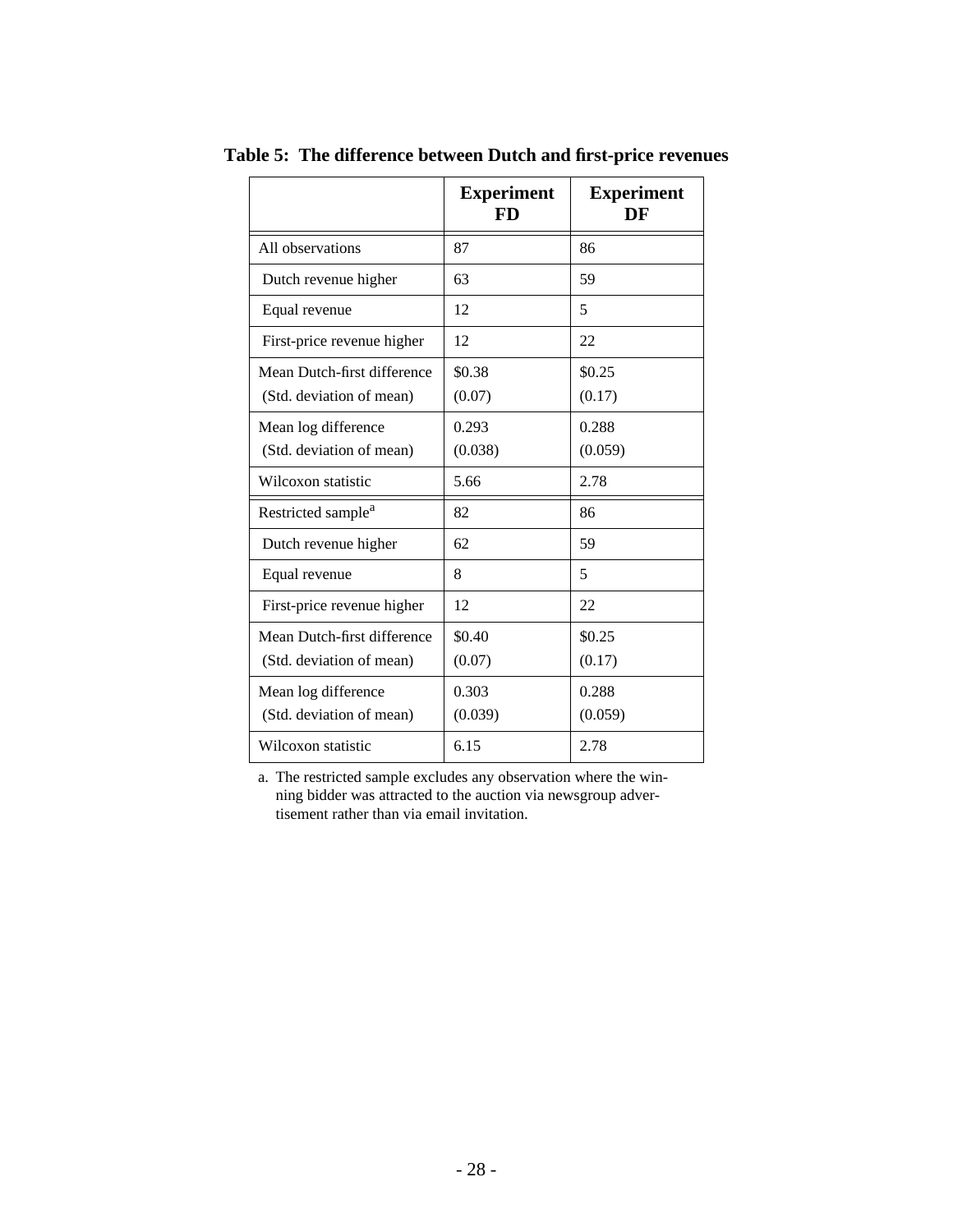**Table 5: The difference between Dutch and first-price revenues**

| | **Experiment FD** | **Experiment DF** |
|---|---|---|
| All observations | 87 | 86 |
| Dutch revenue higher | 63 | 59 |
| Equal revenue | 12 | 5 |
| First-price revenue higher | 12 | 22 |
| Mean Dutch-first difference (Std. deviation of mean) | \$0.38 (0.07) | \$0.25 (0.17) |
| Mean log difference (Std. deviation of mean) | 0.293 (0.038) | 0.288 (0.059) |
| Wilcoxon statistic | 5.66 | 2.78 |
| Restricted sample[a] | 82 | 86 |
| Dutch revenue higher | 62 | 59 |
| Equal revenue | 8 | 5 |
| First-price revenue higher | 12 | 22 |
| Mean Dutch-first difference (Std. deviation of mean) | \$0.40 (0.07) | \$0.25 (0.17) |
| Mean log difference (Std. deviation of mean) | 0.303 (0.039) | 0.288 (0.059) |
| Wilcoxon statistic | 6.15 | 2.78 |

a. The restricted sample excludes any observation where the winning bidder was attracted to the auction via newsgroup advertisement rather than via email invitation.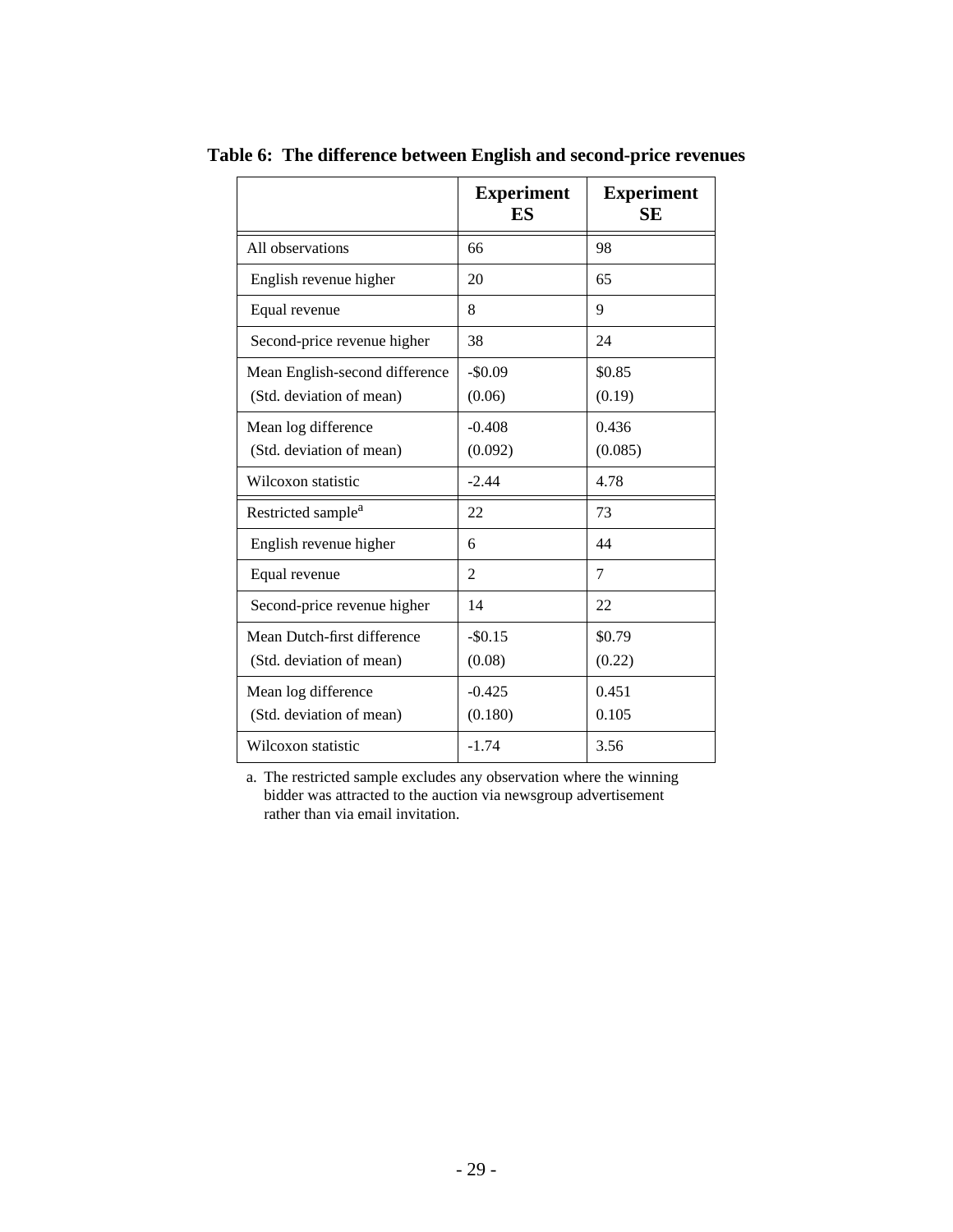**Table 6: The difference between English and second-price revenues**

| | Experiment ES | Experiment SE |
|---|---|---|
| All observations | 66 | 98 |
| English revenue higher | 20 | 65 |
| Equal revenue | 8 | 9 |
| Second-price revenue higher | 38 | 24 |
| Mean English-second difference<br>(Std. deviation of mean) | -$0.09<br>(0.06) | $0.85<br>(0.19) |
| Mean log difference<br>(Std. deviation of mean) | -0.408<br>(0.092) | 0.436<br>(0.085) |
| Wilcoxon statistic | -2.44 | 4.78 |
| Restricted sample[a] | 22 | 73 |
| English revenue higher | 6 | 44 |
| Equal revenue | 2 | 7 |
| Second-price revenue higher | 14 | 22 |
| Mean Dutch-first difference<br>(Std. deviation of mean) | -$0.15<br>(0.08) | $0.79<br>(0.22) |
| Mean log difference<br>(Std. deviation of mean) | -0.425<br>(0.180) | 0.451<br>0.105 |
| Wilcoxon statistic | -1.74 | 3.56 |

a. The restricted sample excludes any observation where the winning bidder was attracted to the auction via newsgroup advertisement rather than via email invitation.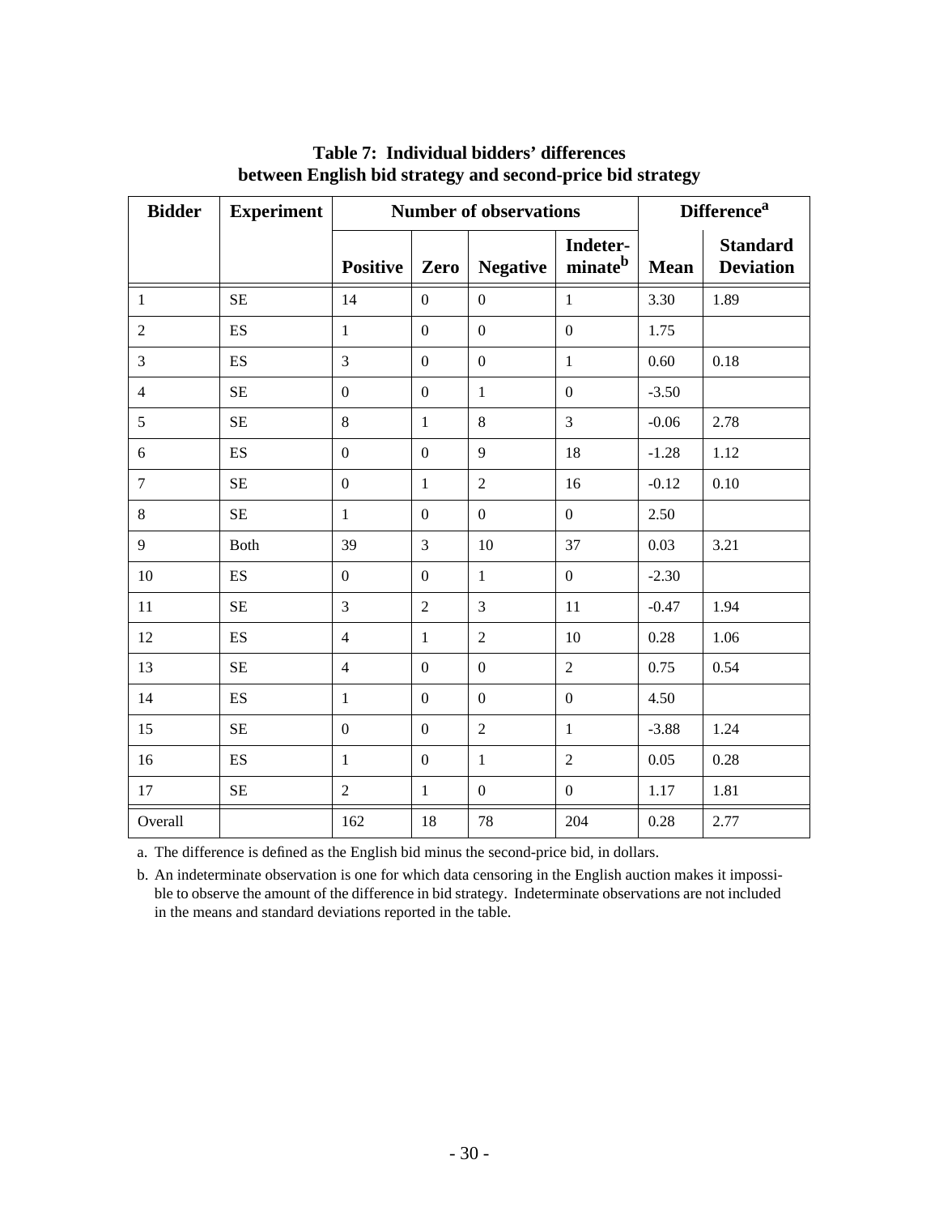**Table 7: Individual bidders' differences between English bid strategy and second-price bid strategy**

| Bidder | Experiment | Number of observations | | | | Difference[a] | |
|---|---|---|---|---|---|---|---|
| | | Positive | Zero | Negative | Indeter-minate[b] | Mean | Standard Deviation |
| 1 | SE | 14 | 0 | 0 | 1 | 3.30 | 1.89 |
| 2 | ES | 1 | 0 | 0 | 0 | 1.75 | |
| 3 | ES | 3 | 0 | 0 | 1 | 0.60 | 0.18 |
| 4 | SE | 0 | 0 | 1 | 0 | -3.50 | |
| 5 | SE | 8 | 1 | 8 | 3 | -0.06 | 2.78 |
| 6 | ES | 0 | 0 | 9 | 18 | -1.28 | 1.12 |
| 7 | SE | 0 | 1 | 2 | 16 | -0.12 | 0.10 |
| 8 | SE | 1 | 0 | 0 | 0 | 2.50 | |
| 9 | Both | 39 | 3 | 10 | 37 | 0.03 | 3.21 |
| 10 | ES | 0 | 0 | 1 | 0 | -2.30 | |
| 11 | SE | 3 | 2 | 3 | 11 | -0.47 | 1.94 |
| 12 | ES | 4 | 1 | 2 | 10 | 0.28 | 1.06 |
| 13 | SE | 4 | 0 | 0 | 2 | 0.75 | 0.54 |
| 14 | ES | 1 | 0 | 0 | 0 | 4.50 | |
| 15 | SE | 0 | 0 | 2 | 1 | -3.88 | 1.24 |
| 16 | ES | 1 | 0 | 1 | 2 | 0.05 | 0.28 |
| 17 | SE | 2 | 1 | 0 | 0 | 1.17 | 1.81 |
| Overall | | 162 | 18 | 78 | 204 | 0.28 | 2.77 |

a. The difference is defined as the English bid minus the second-price bid, in dollars.

b. An indeterminate observation is one for which data censoring in the English auction makes it impossible to observe the amount of the difference in bid strategy. Indeterminate observations are not included in the means and standard deviations reported in the table.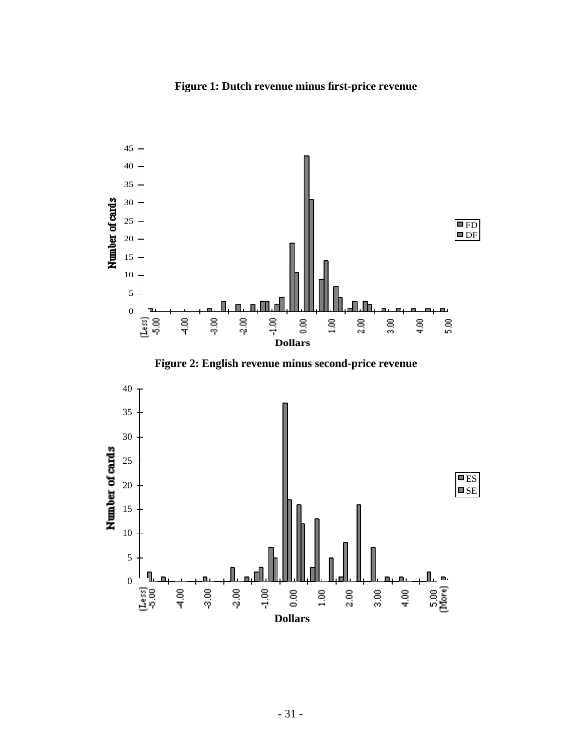**Figure 1: Dutch revenue minus first-price revenue**

**Figure 2: English revenue minus second-price revenue**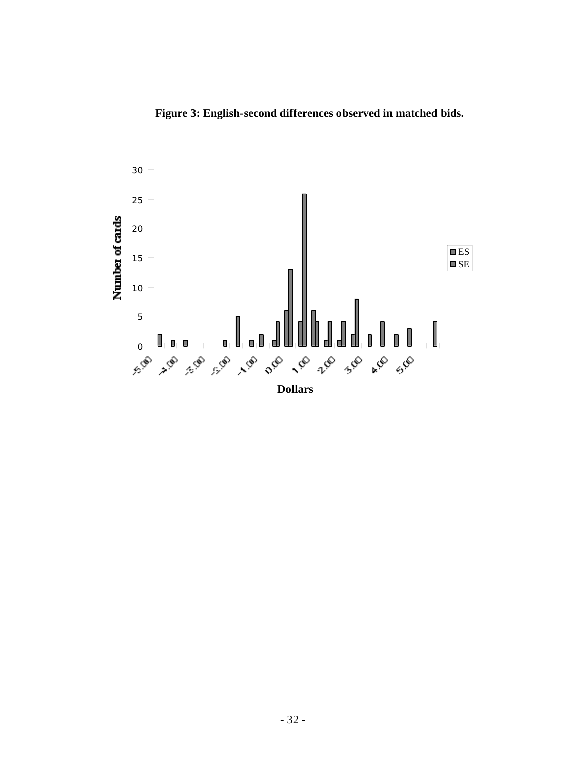**Figure 3: English-second differences observed in matched bids.**

30
25
20
15
10
5
0

Number of cards

-5.00
-4.00
-3.00
-2.00
-1.00
0.00
1.00
2.00
3.00
4.00
5.00

Dollars

ES
SE